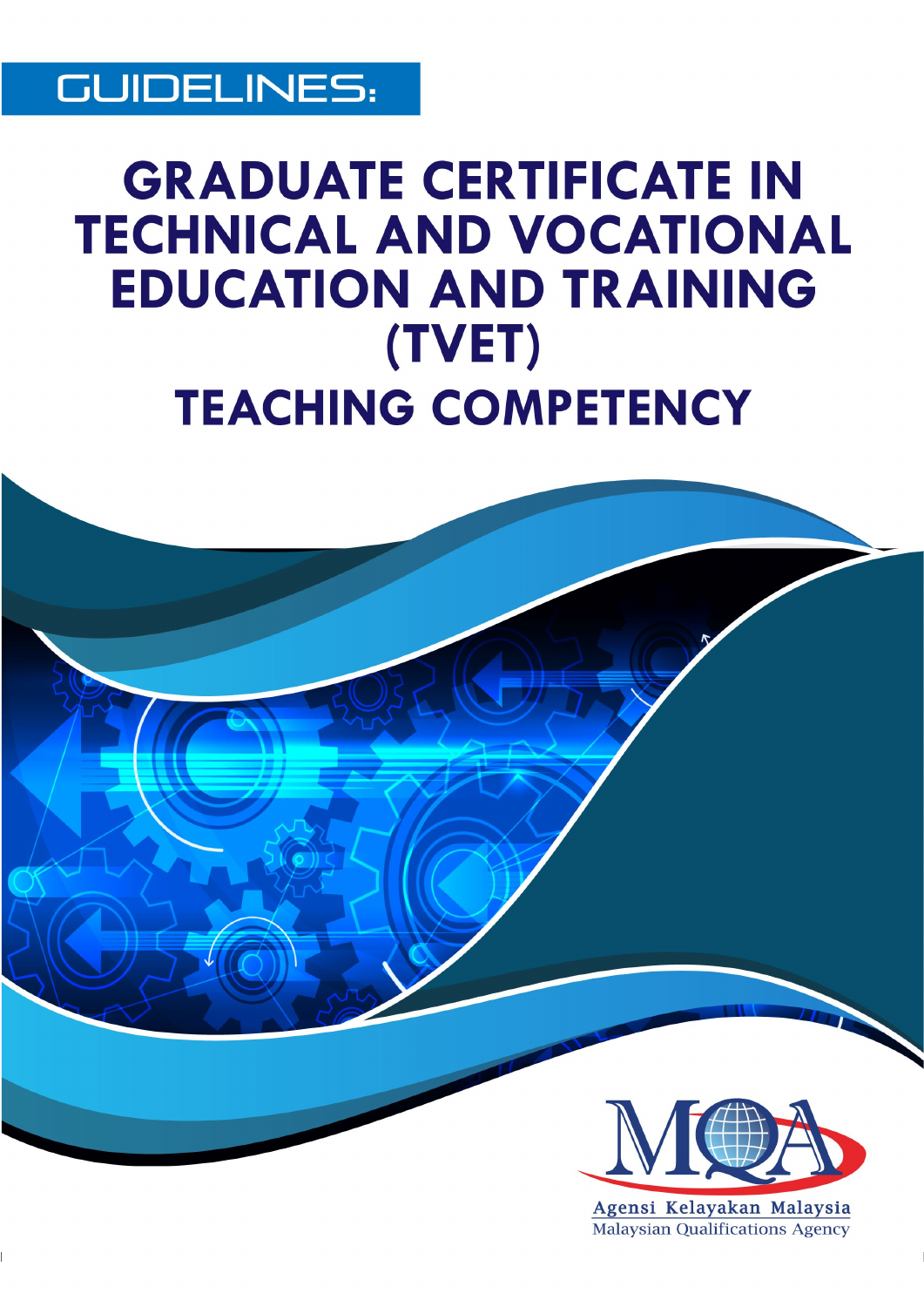GUIDELINES:

# GRADUATE CERTIFICATE IN TECHNICAL AND VOCATIONAL EDUCATION AND TRAINING (TVET)

## TEACHING COMPETENCY

Agensi Kelayakan Malaysia

Malaysian Qualifications Agency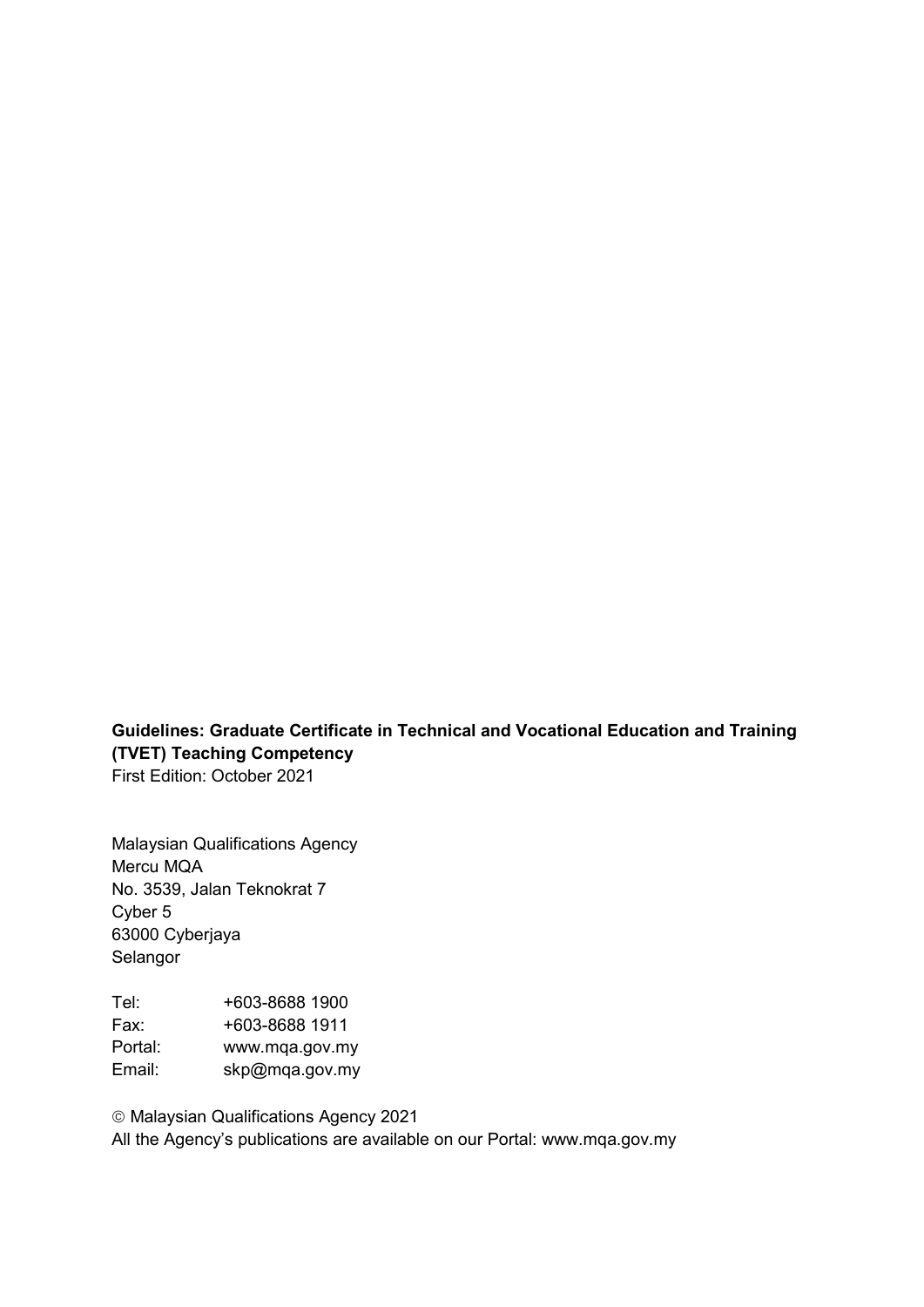**Guidelines: Graduate Certificate in Technical and Vocational Education and Training (TVET) Teaching Competency**
First Edition: October 2021

Malaysian Qualifications Agency
Mercu MQA
No. 3539, Jalan Teknokrat 7
Cyber 5
63000 Cyberjaya
Selangor

| | |
|---|---|
| Tel: | +603-8688 1900 |
| Fax: | +603-8688 1911 |
| Portal: | www.mqa.gov.my |
| Email: | skp@mqa.gov.my |

© Malaysian Qualifications Agency 2021
All the Agency's publications are available on our Portal: www.mqa.gov.my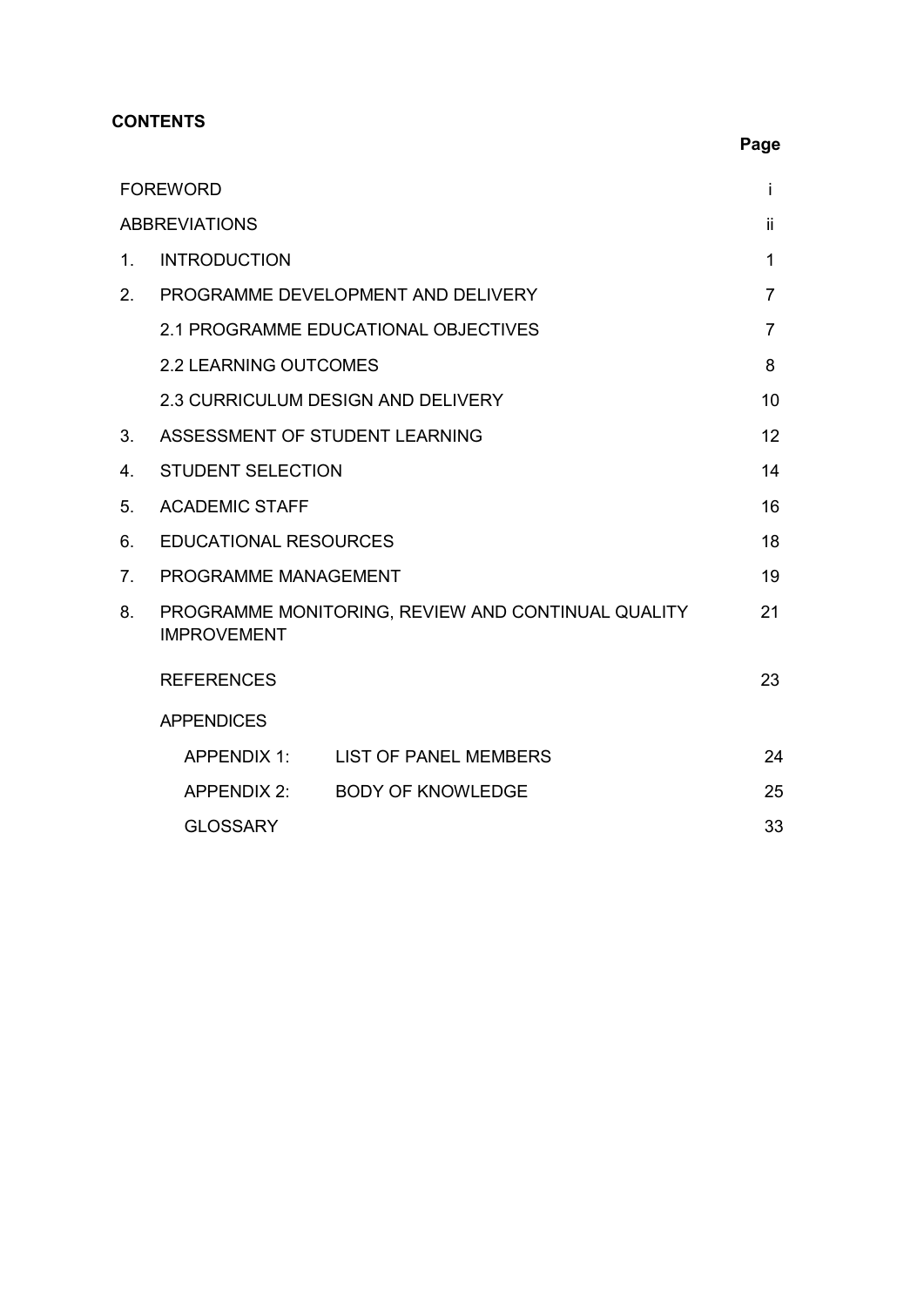**CONTENTS**

| | | Page |
|---|---|---|
| FOREWORD | | i |
| ABBREVIATIONS | | ii |
| 1. | INTRODUCTION | 1 |
| 2. | PROGRAMME DEVELOPMENT AND DELIVERY | 7 |
| | 2.1 PROGRAMME EDUCATIONAL OBJECTIVES | 7 |
| | 2.2 LEARNING OUTCOMES | 8 |
| | 2.3 CURRICULUM DESIGN AND DELIVERY | 10 |
| 3. | ASSESSMENT OF STUDENT LEARNING | 12 |
| 4. | STUDENT SELECTION | 14 |
| 5. | ACADEMIC STAFF | 16 |
| 6. | EDUCATIONAL RESOURCES | 18 |
| 7. | PROGRAMME MANAGEMENT | 19 |
| 8. | PROGRAMME MONITORING, REVIEW AND CONTINUAL QUALITY IMPROVEMENT | 21 |
| | REFERENCES | 23 |
| | APPENDICES | |
| | APPENDIX 1: LIST OF PANEL MEMBERS | 24 |
| | APPENDIX 2: BODY OF KNOWLEDGE | 25 |
| | GLOSSARY | 33 |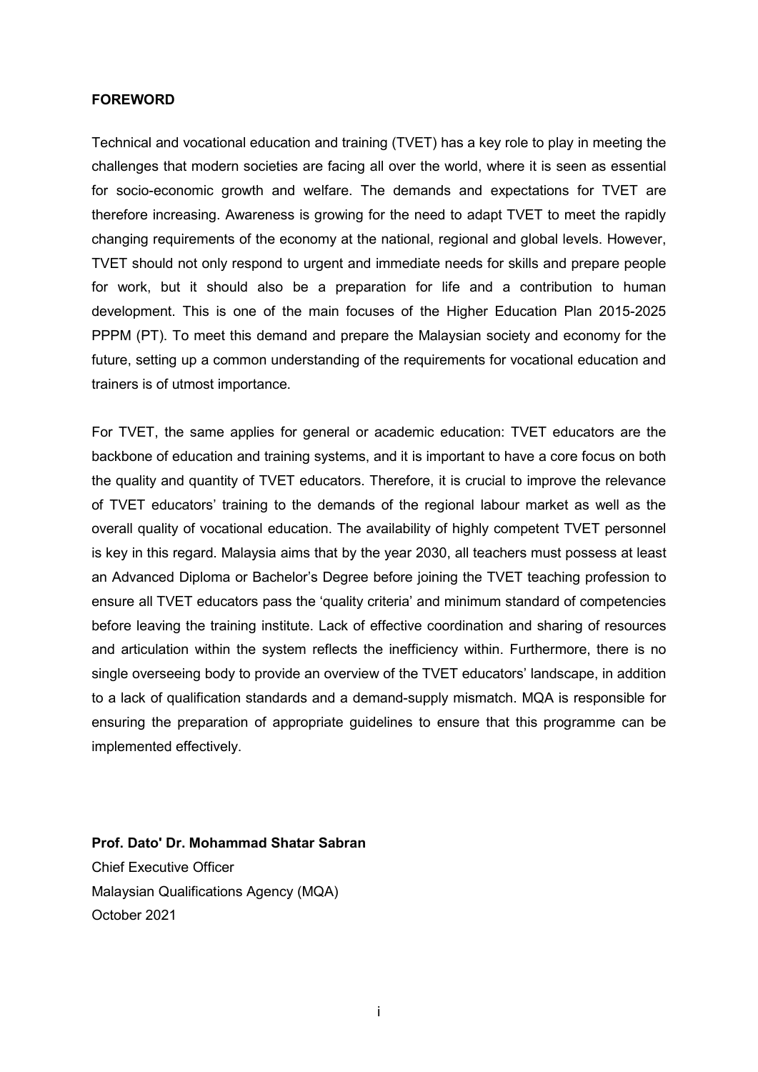**FOREWORD**

Technical and vocational education and training (TVET) has a key role to play in meeting the challenges that modern societies are facing all over the world, where it is seen as essential for socio-economic growth and welfare. The demands and expectations for TVET are therefore increasing. Awareness is growing for the need to adapt TVET to meet the rapidly changing requirements of the economy at the national, regional and global levels. However, TVET should not only respond to urgent and immediate needs for skills and prepare people for work, but it should also be a preparation for life and a contribution to human development. This is one of the main focuses of the Higher Education Plan 2015-2025 PPPM (PT). To meet this demand and prepare the Malaysian society and economy for the future, setting up a common understanding of the requirements for vocational education and trainers is of utmost importance.

For TVET, the same applies for general or academic education: TVET educators are the backbone of education and training systems, and it is important to have a core focus on both the quality and quantity of TVET educators. Therefore, it is crucial to improve the relevance of TVET educators' training to the demands of the regional labour market as well as the overall quality of vocational education. The availability of highly competent TVET personnel is key in this regard. Malaysia aims that by the year 2030, all teachers must possess at least an Advanced Diploma or Bachelor's Degree before joining the TVET teaching profession to ensure all TVET educators pass the 'quality criteria' and minimum standard of competencies before leaving the training institute. Lack of effective coordination and sharing of resources and articulation within the system reflects the inefficiency within. Furthermore, there is no single overseeing body to provide an overview of the TVET educators' landscape, in addition to a lack of qualification standards and a demand-supply mismatch. MQA is responsible for ensuring the preparation of appropriate guidelines to ensure that this programme can be implemented effectively.

**Prof. Dato' Dr. Mohammad Shatar Sabran**
Chief Executive Officer
Malaysian Qualifications Agency (MQA)
October 2021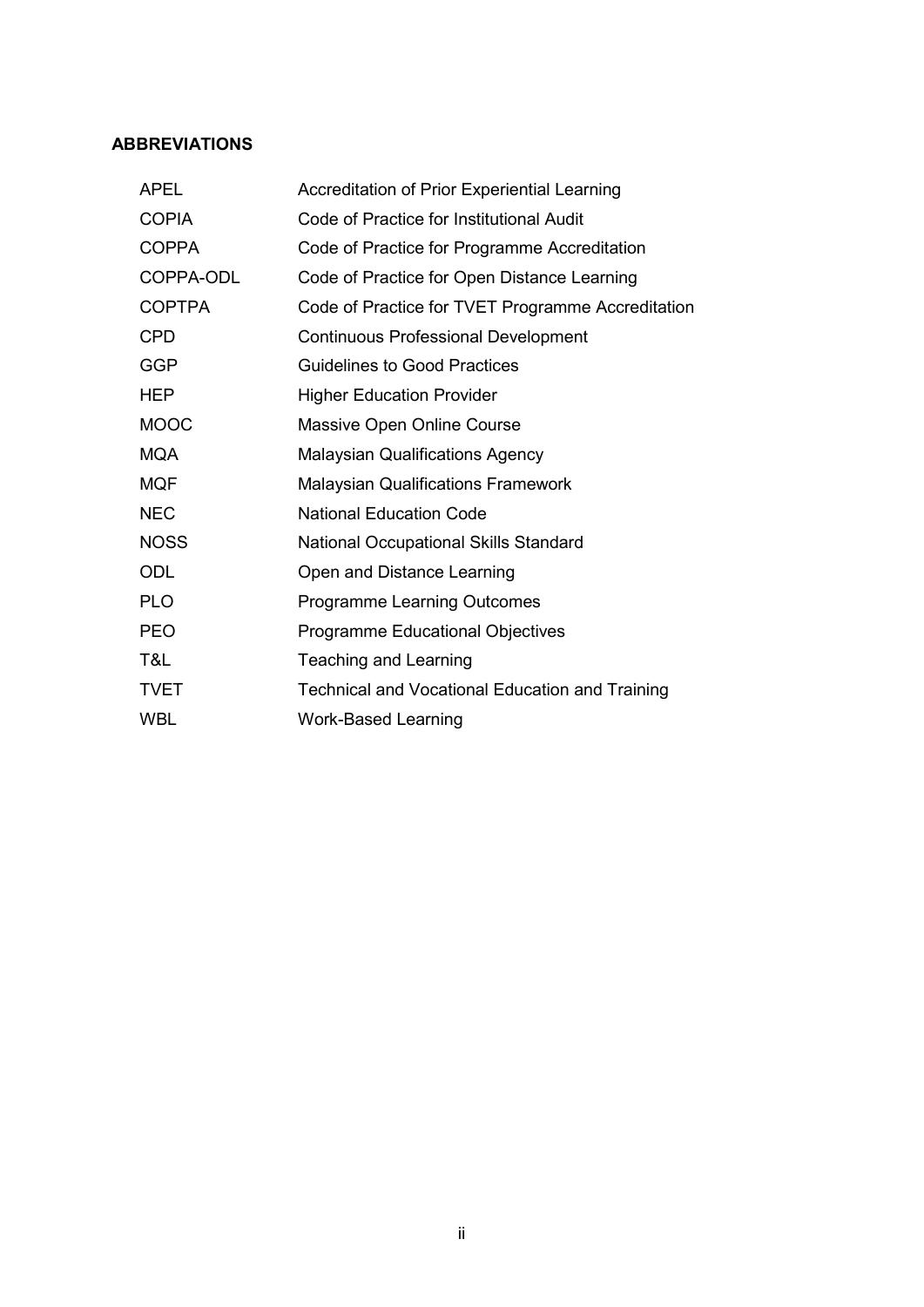**ABBREVIATIONS**

| | |
|---|---|
| APEL | Accreditation of Prior Experiential Learning |
| COPIA | Code of Practice for Institutional Audit |
| COPPA | Code of Practice for Programme Accreditation |
| COPPA-ODL | Code of Practice for Open Distance Learning |
| COPTPA | Code of Practice for TVET Programme Accreditation |
| CPD | Continuous Professional Development |
| GGP | Guidelines to Good Practices |
| HEP | Higher Education Provider |
| MOOC | Massive Open Online Course |
| MQA | Malaysian Qualifications Agency |
| MQF | Malaysian Qualifications Framework |
| NEC | National Education Code |
| NOSS | National Occupational Skills Standard |
| ODL | Open and Distance Learning |
| PLO | Programme Learning Outcomes |
| PEO | Programme Educational Objectives |
| T&L | Teaching and Learning |
| TVET | Technical and Vocational Education and Training |
| WBL | Work-Based Learning |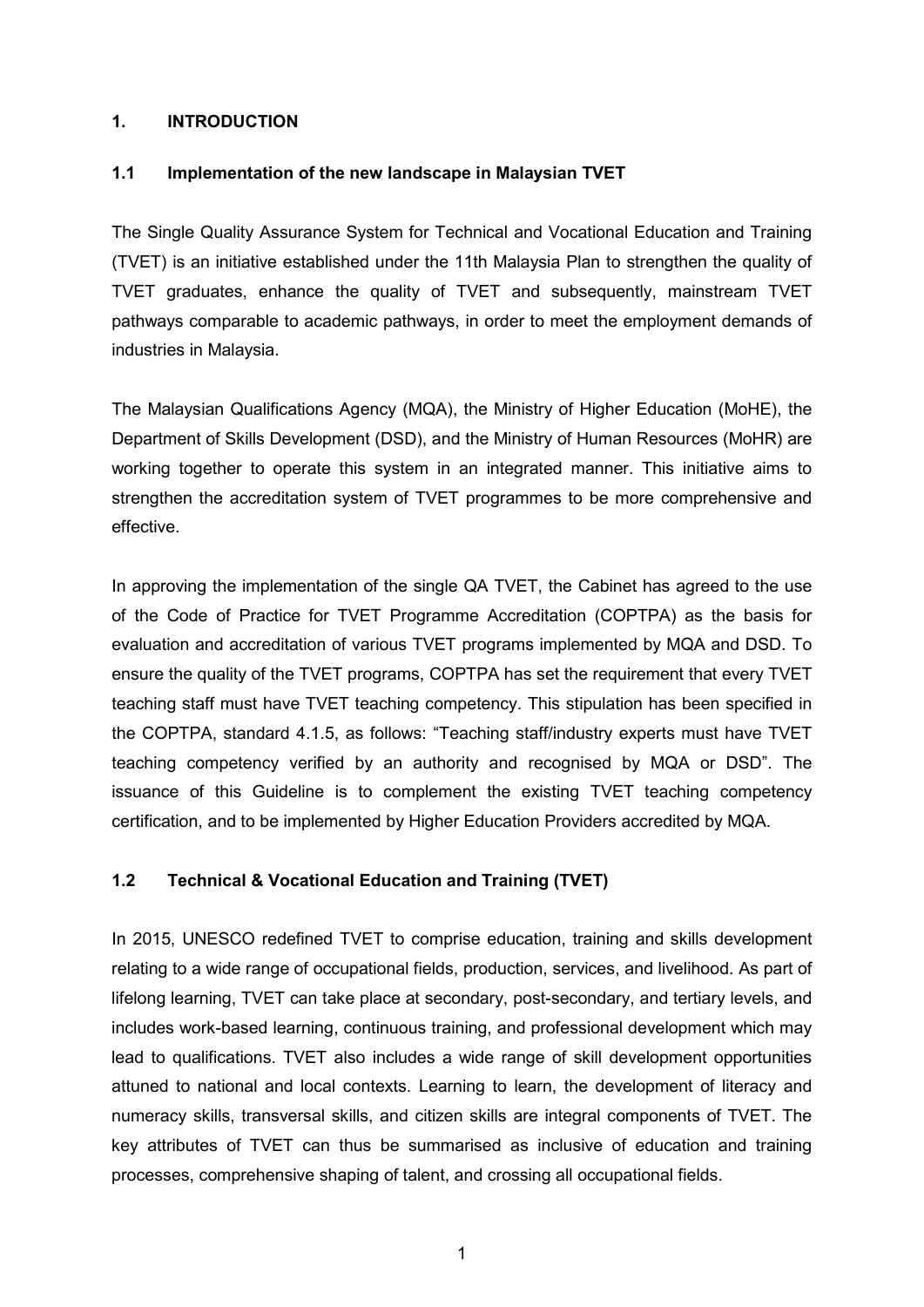# 1. INTRODUCTION

## 1.1 Implementation of the new landscape in Malaysian TVET

The Single Quality Assurance System for Technical and Vocational Education and Training (TVET) is an initiative established under the 11th Malaysia Plan to strengthen the quality of TVET graduates, enhance the quality of TVET and subsequently, mainstream TVET pathways comparable to academic pathways, in order to meet the employment demands of industries in Malaysia.

The Malaysian Qualifications Agency (MQA), the Ministry of Higher Education (MoHE), the Department of Skills Development (DSD), and the Ministry of Human Resources (MoHR) are working together to operate this system in an integrated manner. This initiative aims to strengthen the accreditation system of TVET programmes to be more comprehensive and effective.

In approving the implementation of the single QA TVET, the Cabinet has agreed to the use of the Code of Practice for TVET Programme Accreditation (COPTPA) as the basis for evaluation and accreditation of various TVET programs implemented by MQA and DSD. To ensure the quality of the TVET programs, COPTPA has set the requirement that every TVET teaching staff must have TVET teaching competency. This stipulation has been specified in the COPTPA, standard 4.1.5, as follows: "Teaching staff/industry experts must have TVET teaching competency verified by an authority and recognised by MQA or DSD". The issuance of this Guideline is to complement the existing TVET teaching competency certification, and to be implemented by Higher Education Providers accredited by MQA.

## 1.2 Technical & Vocational Education and Training (TVET)

In 2015, UNESCO redefined TVET to comprise education, training and skills development relating to a wide range of occupational fields, production, services, and livelihood. As part of lifelong learning, TVET can take place at secondary, post-secondary, and tertiary levels, and includes work-based learning, continuous training, and professional development which may lead to qualifications. TVET also includes a wide range of skill development opportunities attuned to national and local contexts. Learning to learn, the development of literacy and numeracy skills, transversal skills, and citizen skills are integral components of TVET. The key attributes of TVET can thus be summarised as inclusive of education and training processes, comprehensive shaping of talent, and crossing all occupational fields.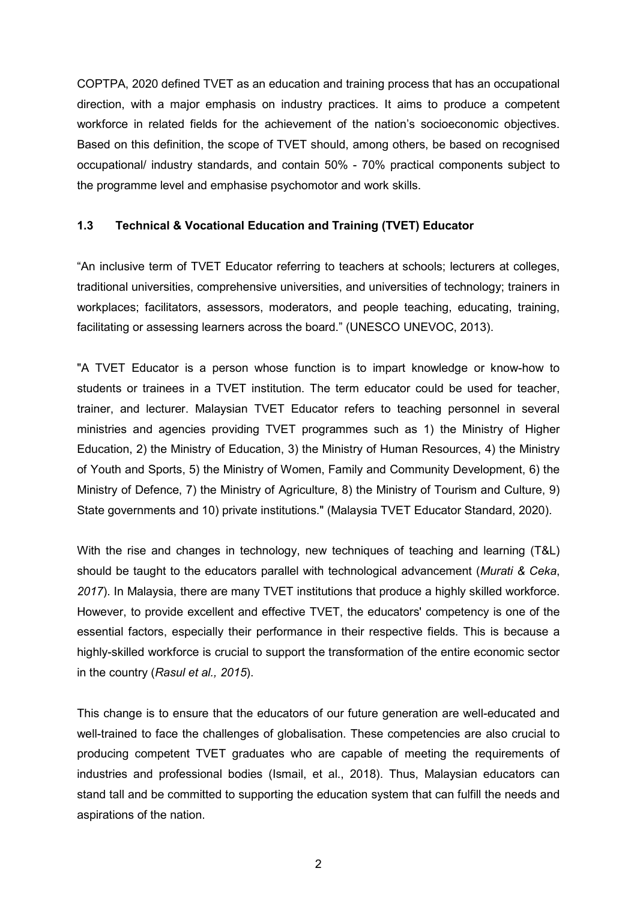COPTPA, 2020 defined TVET as an education and training process that has an occupational direction, with a major emphasis on industry practices. It aims to produce a competent workforce in related fields for the achievement of the nation's socioeconomic objectives. Based on this definition, the scope of TVET should, among others, be based on recognised occupational/ industry standards, and contain 50% - 70% practical components subject to the programme level and emphasise psychomotor and work skills.

### 1.3 Technical & Vocational Education and Training (TVET) Educator

"An inclusive term of TVET Educator referring to teachers at schools; lecturers at colleges, traditional universities, comprehensive universities, and universities of technology; trainers in workplaces; facilitators, assessors, moderators, and people teaching, educating, training, facilitating or assessing learners across the board." (UNESCO UNEVOC, 2013).

"A TVET Educator is a person whose function is to impart knowledge or know-how to students or trainees in a TVET institution. The term educator could be used for teacher, trainer, and lecturer. Malaysian TVET Educator refers to teaching personnel in several ministries and agencies providing TVET programmes such as 1) the Ministry of Higher Education, 2) the Ministry of Education, 3) the Ministry of Human Resources, 4) the Ministry of Youth and Sports, 5) the Ministry of Women, Family and Community Development, 6) the Ministry of Defence, 7) the Ministry of Agriculture, 8) the Ministry of Tourism and Culture, 9) State governments and 10) private institutions." (Malaysia TVET Educator Standard, 2020).

With the rise and changes in technology, new techniques of teaching and learning (T&L) should be taught to the educators parallel with technological advancement (*Murati & Ceka*, *2017*). In Malaysia, there are many TVET institutions that produce a highly skilled workforce. However, to provide excellent and effective TVET, the educators' competency is one of the essential factors, especially their performance in their respective fields. This is because a highly-skilled workforce is crucial to support the transformation of the entire economic sector in the country (*Rasul et al., 2015*).

This change is to ensure that the educators of our future generation are well-educated and well-trained to face the challenges of globalisation. These competencies are also crucial to producing competent TVET graduates who are capable of meeting the requirements of industries and professional bodies (Ismail, et al., 2018). Thus, Malaysian educators can stand tall and be committed to supporting the education system that can fulfill the needs and aspirations of the nation.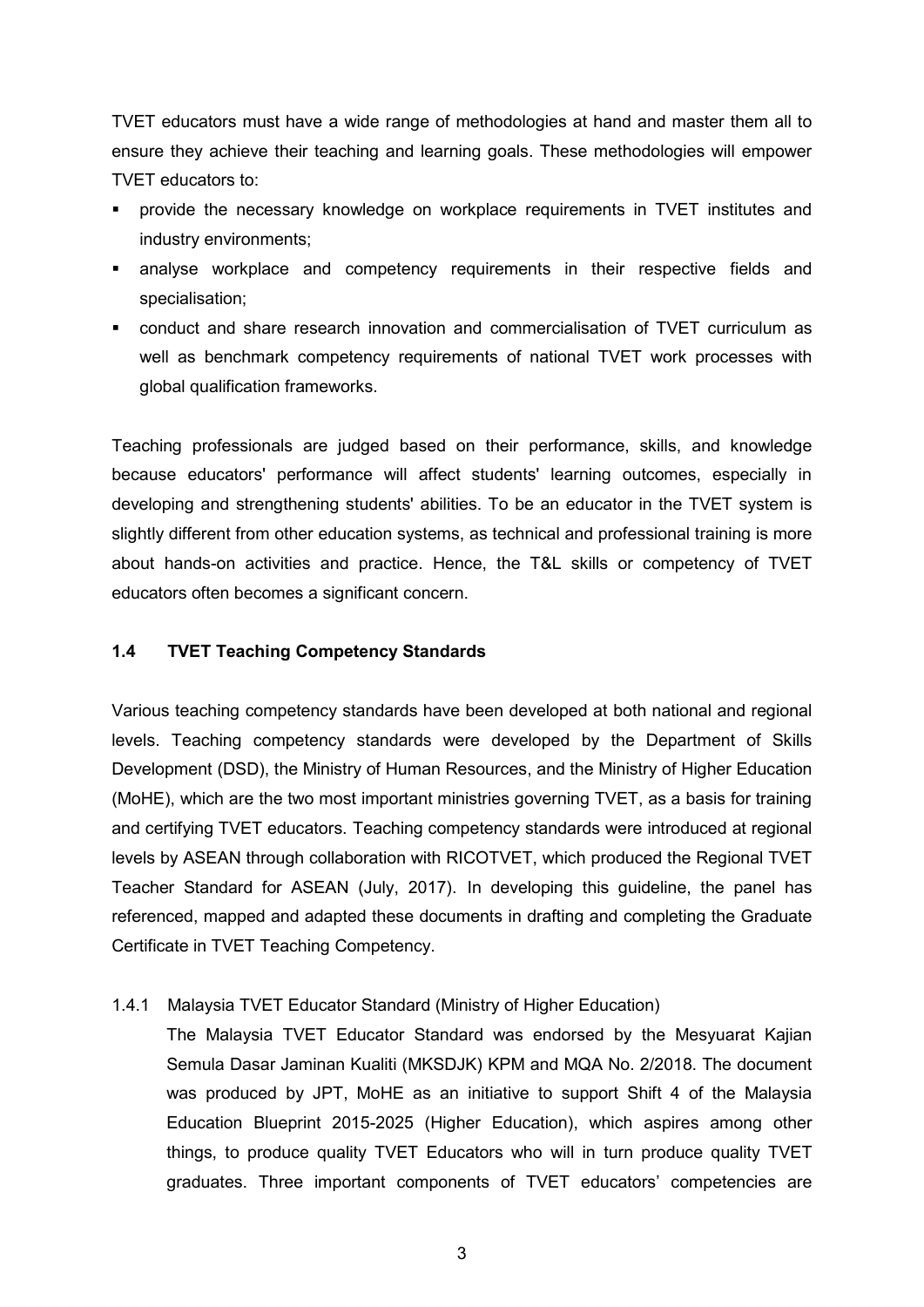TVET educators must have a wide range of methodologies at hand and master them all to ensure they achieve their teaching and learning goals. These methodologies will empower TVET educators to:

- provide the necessary knowledge on workplace requirements in TVET institutes and industry environments;
- analyse workplace and competency requirements in their respective fields and specialisation;
- conduct and share research innovation and commercialisation of TVET curriculum as well as benchmark competency requirements of national TVET work processes with global qualification frameworks.

Teaching professionals are judged based on their performance, skills, and knowledge because educators' performance will affect students' learning outcomes, especially in developing and strengthening students' abilities. To be an educator in the TVET system is slightly different from other education systems, as technical and professional training is more about hands-on activities and practice. Hence, the T&L skills or competency of TVET educators often becomes a significant concern.

### 1.4 TVET Teaching Competency Standards

Various teaching competency standards have been developed at both national and regional levels. Teaching competency standards were developed by the Department of Skills Development (DSD), the Ministry of Human Resources, and the Ministry of Higher Education (MoHE), which are the two most important ministries governing TVET, as a basis for training and certifying TVET educators. Teaching competency standards were introduced at regional levels by ASEAN through collaboration with RICOTVET, which produced the Regional TVET Teacher Standard for ASEAN (July, 2017). In developing this guideline, the panel has referenced, mapped and adapted these documents in drafting and completing the Graduate Certificate in TVET Teaching Competency.

1.4.1 Malaysia TVET Educator Standard (Ministry of Higher Education)

The Malaysia TVET Educator Standard was endorsed by the Mesyuarat Kajian Semula Dasar Jaminan Kualiti (MKSDJK) KPM and MQA No. 2/2018. The document was produced by JPT, MoHE as an initiative to support Shift 4 of the Malaysia Education Blueprint 2015-2025 (Higher Education), which aspires among other things, to produce quality TVET Educators who will in turn produce quality TVET graduates. Three important components of TVET educators' competencies are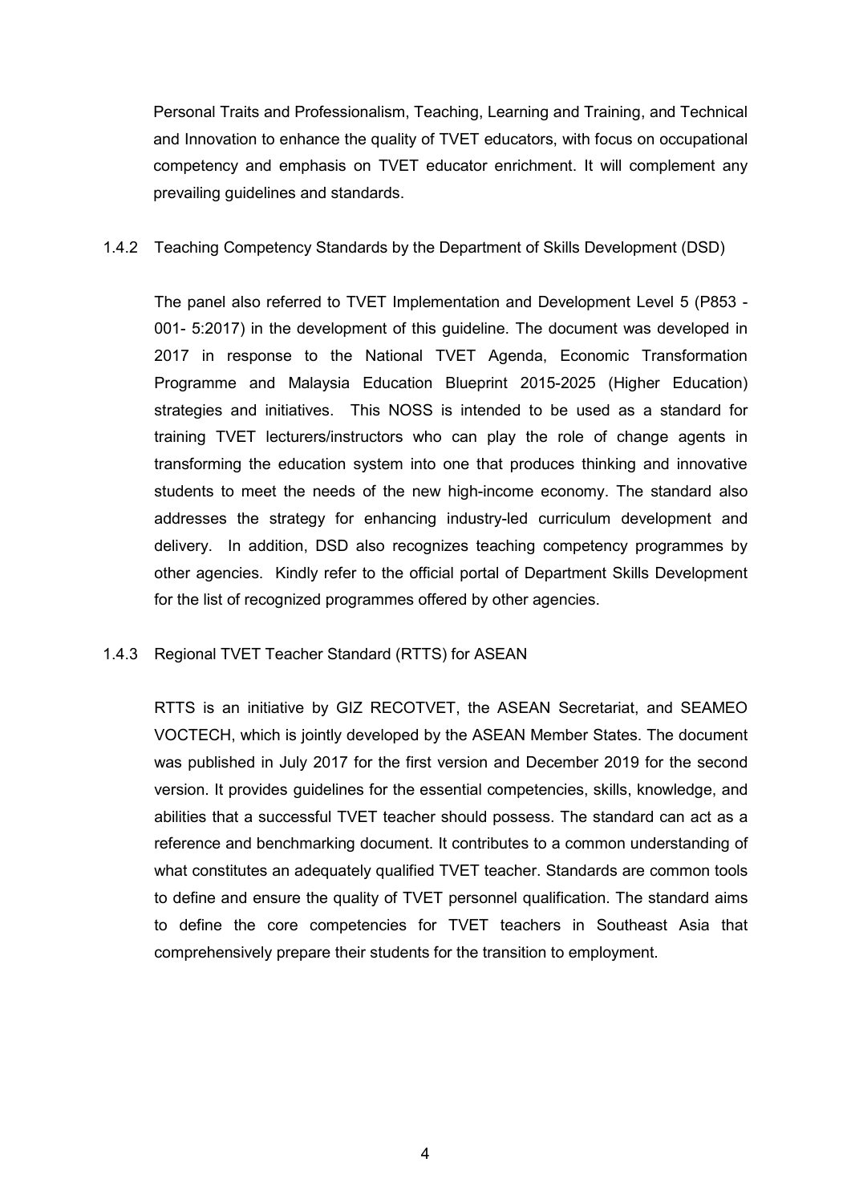Personal Traits and Professionalism, Teaching, Learning and Training, and Technical and Innovation to enhance the quality of TVET educators, with focus on occupational competency and emphasis on TVET educator enrichment. It will complement any prevailing guidelines and standards.

### 1.4.2 Teaching Competency Standards by the Department of Skills Development (DSD)

The panel also referred to TVET Implementation and Development Level 5 (P853 - 001- 5:2017) in the development of this guideline. The document was developed in 2017 in response to the National TVET Agenda, Economic Transformation Programme and Malaysia Education Blueprint 2015-2025 (Higher Education) strategies and initiatives. This NOSS is intended to be used as a standard for training TVET lecturers/instructors who can play the role of change agents in transforming the education system into one that produces thinking and innovative students to meet the needs of the new high-income economy. The standard also addresses the strategy for enhancing industry-led curriculum development and delivery. In addition, DSD also recognizes teaching competency programmes by other agencies. Kindly refer to the official portal of Department Skills Development for the list of recognized programmes offered by other agencies.

### 1.4.3 Regional TVET Teacher Standard (RTTS) for ASEAN

RTTS is an initiative by GIZ RECOTVET, the ASEAN Secretariat, and SEAMEO VOCTECH, which is jointly developed by the ASEAN Member States. The document was published in July 2017 for the first version and December 2019 for the second version. It provides guidelines for the essential competencies, skills, knowledge, and abilities that a successful TVET teacher should possess. The standard can act as a reference and benchmarking document. It contributes to a common understanding of what constitutes an adequately qualified TVET teacher. Standards are common tools to define and ensure the quality of TVET personnel qualification. The standard aims to define the core competencies for TVET teachers in Southeast Asia that comprehensively prepare their students for the transition to employment.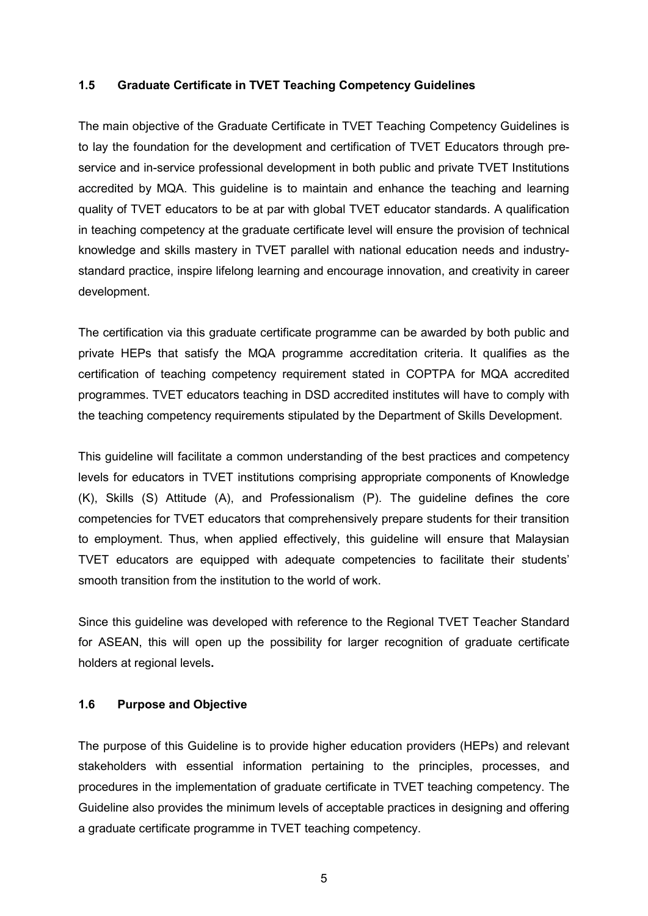### 1.5 Graduate Certificate in TVET Teaching Competency Guidelines

The main objective of the Graduate Certificate in TVET Teaching Competency Guidelines is to lay the foundation for the development and certification of TVET Educators through pre-service and in-service professional development in both public and private TVET Institutions accredited by MQA. This guideline is to maintain and enhance the teaching and learning quality of TVET educators to be at par with global TVET educator standards. A qualification in teaching competency at the graduate certificate level will ensure the provision of technical knowledge and skills mastery in TVET parallel with national education needs and industry-standard practice, inspire lifelong learning and encourage innovation, and creativity in career development.

The certification via this graduate certificate programme can be awarded by both public and private HEPs that satisfy the MQA programme accreditation criteria. It qualifies as the certification of teaching competency requirement stated in COPTPA for MQA accredited programmes. TVET educators teaching in DSD accredited institutes will have to comply with the teaching competency requirements stipulated by the Department of Skills Development.

This guideline will facilitate a common understanding of the best practices and competency levels for educators in TVET institutions comprising appropriate components of Knowledge (K), Skills (S) Attitude (A), and Professionalism (P). The guideline defines the core competencies for TVET educators that comprehensively prepare students for their transition to employment. Thus, when applied effectively, this guideline will ensure that Malaysian TVET educators are equipped with adequate competencies to facilitate their students' smooth transition from the institution to the world of work.

Since this guideline was developed with reference to the Regional TVET Teacher Standard for ASEAN, this will open up the possibility for larger recognition of graduate certificate holders at regional levels**.**

### 1.6 Purpose and Objective

The purpose of this Guideline is to provide higher education providers (HEPs) and relevant stakeholders with essential information pertaining to the principles, processes, and procedures in the implementation of graduate certificate in TVET teaching competency. The Guideline also provides the minimum levels of acceptable practices in designing and offering a graduate certificate programme in TVET teaching competency.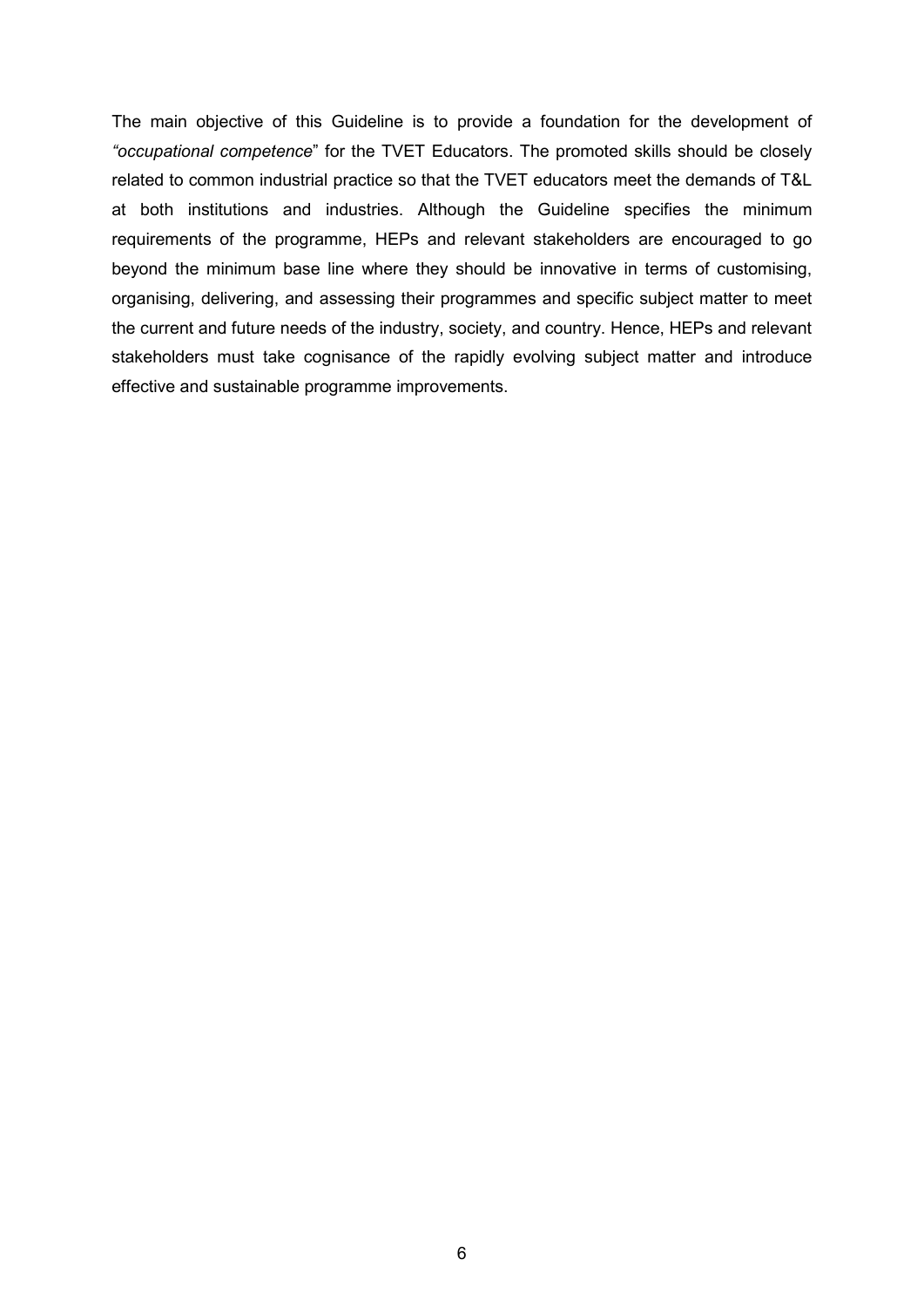The main objective of this Guideline is to provide a foundation for the development of *"occupational competence*" for the TVET Educators. The promoted skills should be closely related to common industrial practice so that the TVET educators meet the demands of T&L at both institutions and industries. Although the Guideline specifies the minimum requirements of the programme, HEPs and relevant stakeholders are encouraged to go beyond the minimum base line where they should be innovative in terms of customising, organising, delivering, and assessing their programmes and specific subject matter to meet the current and future needs of the industry, society, and country. Hence, HEPs and relevant stakeholders must take cognisance of the rapidly evolving subject matter and introduce effective and sustainable programme improvements.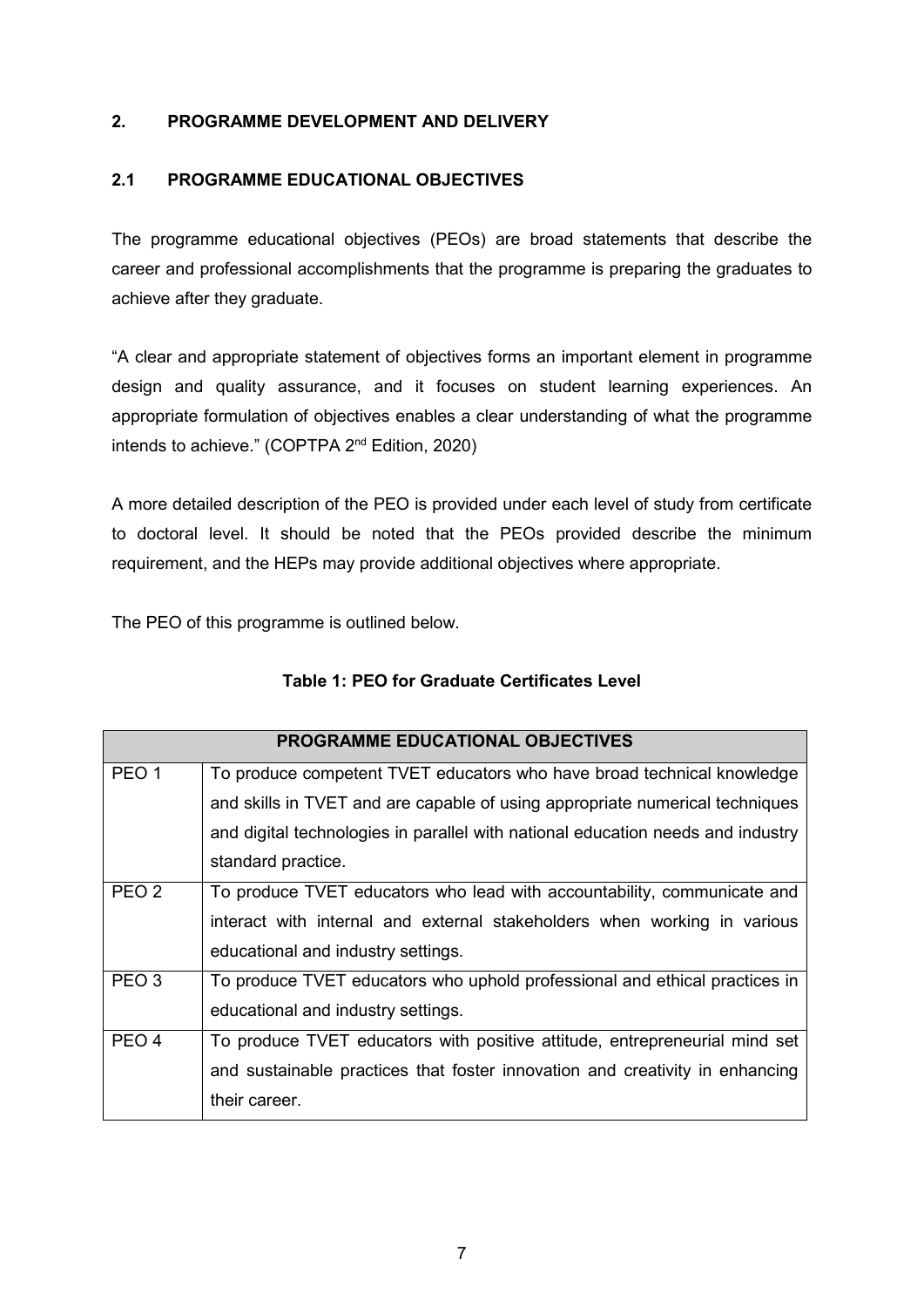## 2. PROGRAMME DEVELOPMENT AND DELIVERY

### 2.1 PROGRAMME EDUCATIONAL OBJECTIVES

The programme educational objectives (PEOs) are broad statements that describe the career and professional accomplishments that the programme is preparing the graduates to achieve after they graduate.

"A clear and appropriate statement of objectives forms an important element in programme design and quality assurance, and it focuses on student learning experiences. An appropriate formulation of objectives enables a clear understanding of what the programme intends to achieve." (COPTPA 2nd Edition, 2020)

A more detailed description of the PEO is provided under each level of study from certificate to doctoral level. It should be noted that the PEOs provided describe the minimum requirement, and the HEPs may provide additional objectives where appropriate.

The PEO of this programme is outlined below.

**Table 1: PEO for Graduate Certificates Level**

| PROGRAMME EDUCATIONAL OBJECTIVES | |
|---|---|
| PEO 1 | To produce competent TVET educators who have broad technical knowledge and skills in TVET and are capable of using appropriate numerical techniques and digital technologies in parallel with national education needs and industry standard practice. |
| PEO 2 | To produce TVET educators who lead with accountability, communicate and interact with internal and external stakeholders when working in various educational and industry settings. |
| PEO 3 | To produce TVET educators who uphold professional and ethical practices in educational and industry settings. |
| PEO 4 | To produce TVET educators with positive attitude, entrepreneurial mind set and sustainable practices that foster innovation and creativity in enhancing their career. |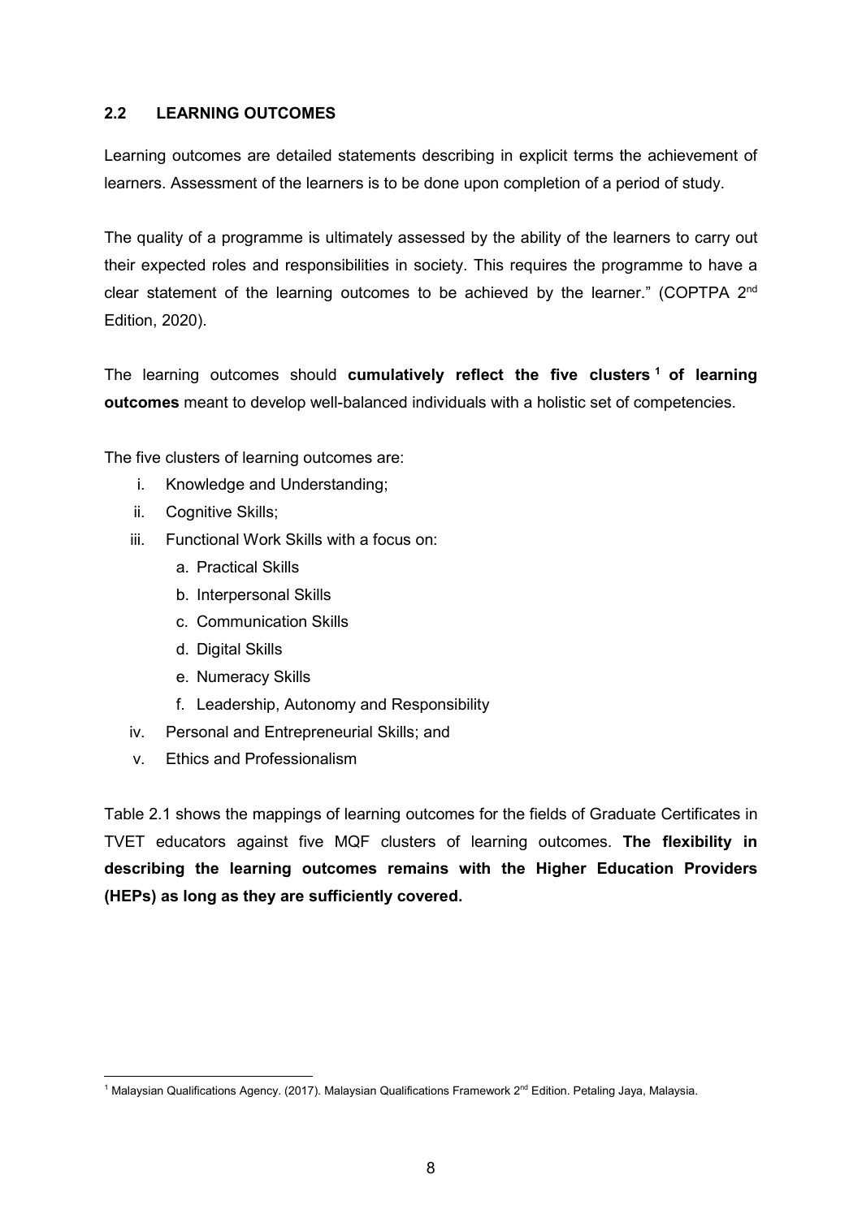## 2.2 LEARNING OUTCOMES

Learning outcomes are detailed statements describing in explicit terms the achievement of learners. Assessment of the learners is to be done upon completion of a period of study.

The quality of a programme is ultimately assessed by the ability of the learners to carry out their expected roles and responsibilities in society. This requires the programme to have a clear statement of the learning outcomes to be achieved by the learner." (COPTPA 2nd Edition, 2020).

The learning outcomes should **cumulatively reflect the five clusters [1] of learning outcomes** meant to develop well-balanced individuals with a holistic set of competencies.

The five clusters of learning outcomes are:

i. Knowledge and Understanding;
ii. Cognitive Skills;
iii. Functional Work Skills with a focus on:
   a. Practical Skills
   b. Interpersonal Skills
   c. Communication Skills
   d. Digital Skills
   e. Numeracy Skills
   f. Leadership, Autonomy and Responsibility
iv. Personal and Entrepreneurial Skills; and
v. Ethics and Professionalism

Table 2.1 shows the mappings of learning outcomes for the fields of Graduate Certificates in TVET educators against five MQF clusters of learning outcomes. **The flexibility in describing the learning outcomes remains with the Higher Education Providers (HEPs) as long as they are sufficiently covered.**

[1] Malaysian Qualifications Agency. (2017). Malaysian Qualifications Framework 2nd Edition. Petaling Jaya, Malaysia.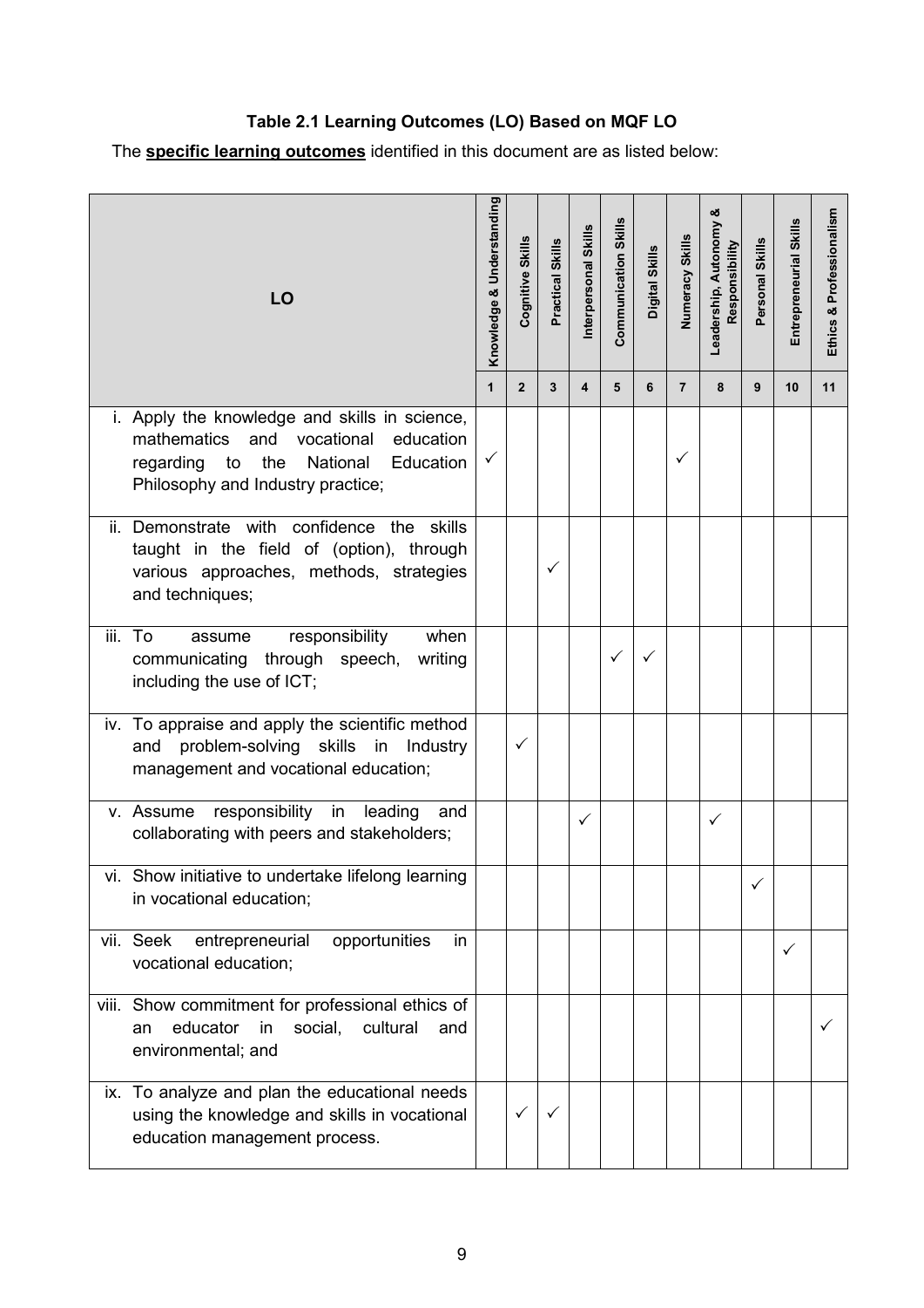**Table 2.1 Learning Outcomes (LO) Based on MQF LO**

The **specific learning outcomes** identified in this document are as listed below:

| LO | Knowledge & Understanding | Cognitive Skills | Practical Skills | Interpersonal Skills | Communication Skills | Digital Skills | Numeracy Skills | Leadership, Autonomy & Responsibility | Personal Skills | Entrepreneurial Skills | Ethics & Professionalism |
|---|---|---|---|---|---|---|---|---|---|---|---|
| | 1 | 2 | 3 | 4 | 5 | 6 | 7 | 8 | 9 | 10 | 11 |
| i. Apply the knowledge and skills in science, mathematics and vocational education regarding to the National Education Philosophy and Industry practice; | ✓ | | | | | | ✓ | | | | |
| ii. Demonstrate with confidence the skills taught in the field of (option), through various approaches, methods, strategies and techniques; | | | ✓ | | | | | | | | |
| iii. To assume responsibility when communicating through speech, writing including the use of ICT; | | | | | ✓ | ✓ | | | | | |
| iv. To appraise and apply the scientific method and problem-solving skills in Industry management and vocational education; | | ✓ | | | | | | | | | |
| v. Assume responsibility in leading and collaborating with peers and stakeholders; | | | | ✓ | | | | ✓ | | | |
| vi. Show initiative to undertake lifelong learning in vocational education; | | | | | | | | | ✓ | | |
| vii. Seek entrepreneurial opportunities in vocational education; | | | | | | | | | | ✓ | |
| viii. Show commitment for professional ethics of an educator in social, cultural and environmental; and | | | | | | | | | | | ✓ |
| ix. To analyze and plan the educational needs using the knowledge and skills in vocational education management process. | | ✓ | ✓ | | | | | | | | |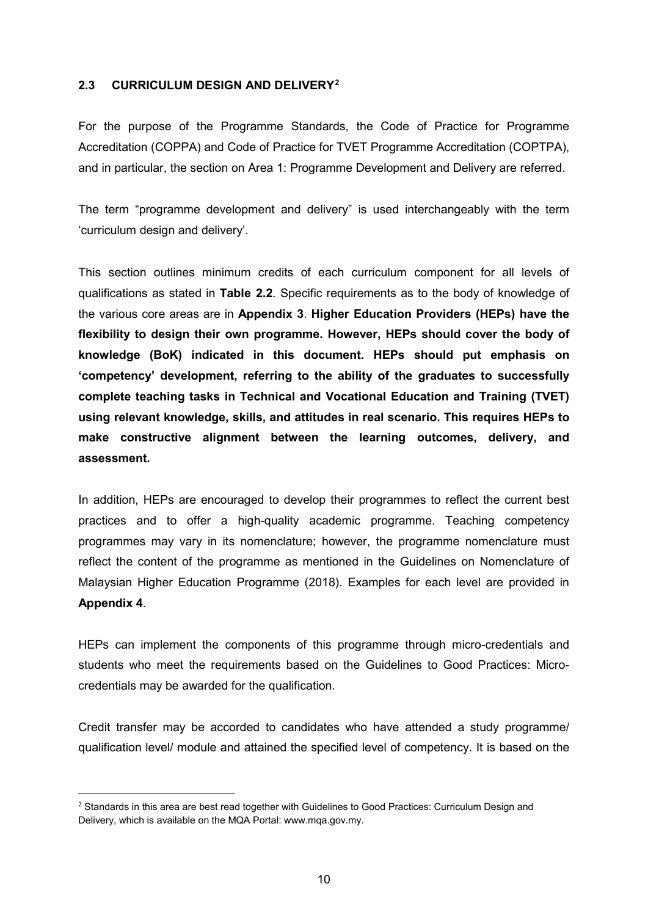## 2.3 CURRICULUM DESIGN AND DELIVERY[2]

For the purpose of the Programme Standards, the Code of Practice for Programme Accreditation (COPPA) and Code of Practice for TVET Programme Accreditation (COPTPA), and in particular, the section on Area 1: Programme Development and Delivery are referred.

The term "programme development and delivery" is used interchangeably with the term 'curriculum design and delivery'.

This section outlines minimum credits of each curriculum component for all levels of qualifications as stated in **Table 2.2**. Specific requirements as to the body of knowledge of the various core areas are in **Appendix 3**. **Higher Education Providers (HEPs) have the flexibility to design their own programme. However, HEPs should cover the body of knowledge (BoK) indicated in this document. HEPs should put emphasis on 'competency' development, referring to the ability of the graduates to successfully complete teaching tasks in Technical and Vocational Education and Training (TVET) using relevant knowledge, skills, and attitudes in real scenario. This requires HEPs to make constructive alignment between the learning outcomes, delivery, and assessment.**

In addition, HEPs are encouraged to develop their programmes to reflect the current best practices and to offer a high-quality academic programme. Teaching competency programmes may vary in its nomenclature; however, the programme nomenclature must reflect the content of the programme as mentioned in the Guidelines on Nomenclature of Malaysian Higher Education Programme (2018). Examples for each level are provided in **Appendix 4**.

HEPs can implement the components of this programme through micro-credentials and students who meet the requirements based on the Guidelines to Good Practices: Micro-credentials may be awarded for the qualification.

Credit transfer may be accorded to candidates who have attended a study programme/ qualification level/ module and attained the specified level of competency. It is based on the

---

[2] Standards in this area are best read together with Guidelines to Good Practices: Curriculum Design and Delivery, which is available on the MQA Portal: www.mqa.gov.my.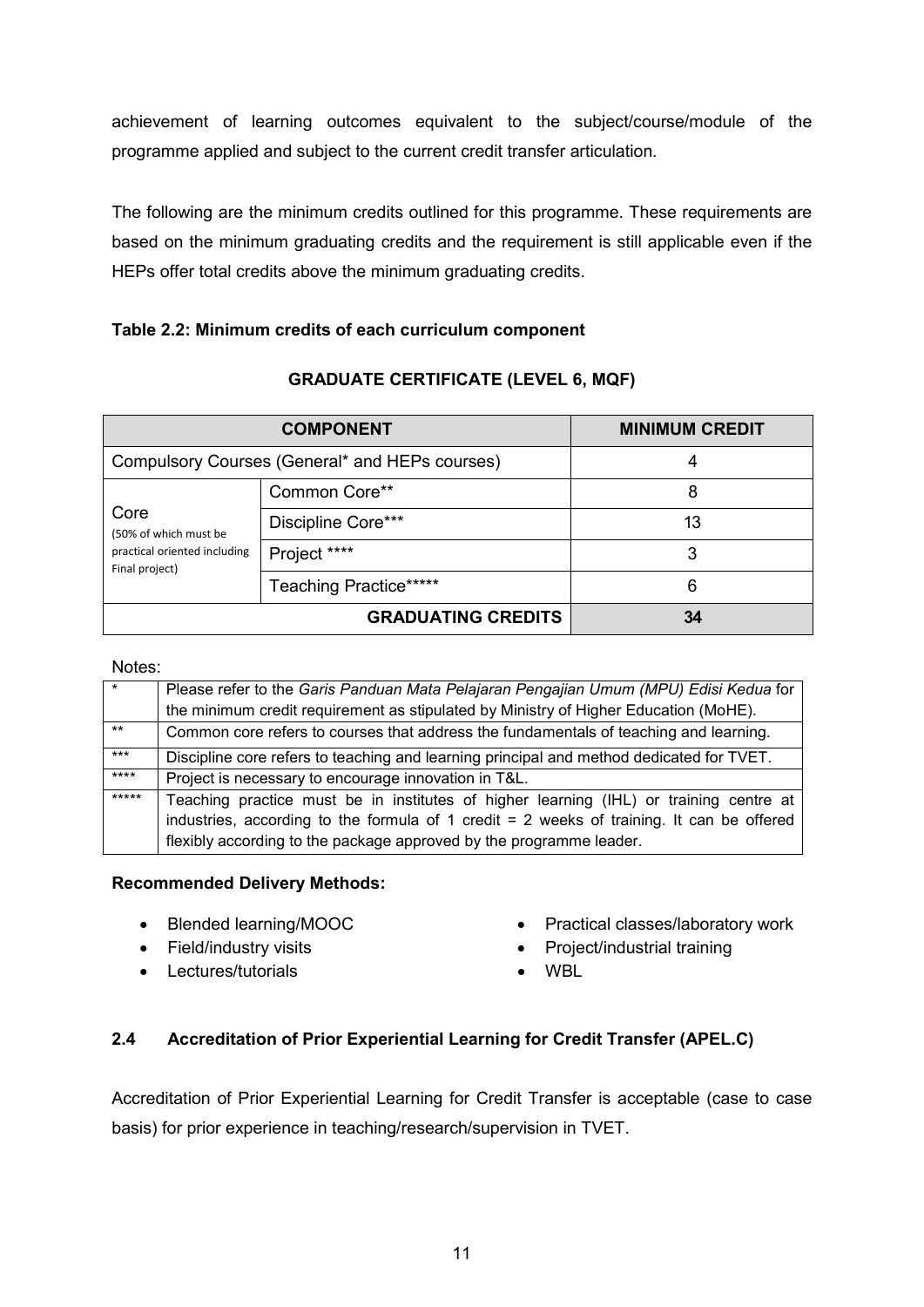achievement of learning outcomes equivalent to the subject/course/module of the programme applied and subject to the current credit transfer articulation.

The following are the minimum credits outlined for this programme. These requirements are based on the minimum graduating credits and the requirement is still applicable even if the HEPs offer total credits above the minimum graduating credits.

**Table 2.2: Minimum credits of each curriculum component**

**GRADUATE CERTIFICATE (LEVEL 6, MQF)**

| COMPONENT | | MINIMUM CREDIT |
|---|---|---|
| Compulsory Courses (General* and HEPs courses) | | 4 |
| Core (50% of which must be practical oriented including Final project) | Common Core** | 8 |
| | Discipline Core*** | 13 |
| | Project **** | 3 |
| | Teaching Practice***** | 6 |
| | **GRADUATING CREDITS** | **34** |

Notes:

| | |
|---|---|
| * | Please refer to the *Garis Panduan Mata Pelajaran Pengajian Umum (MPU) Edisi Kedua* for the minimum credit requirement as stipulated by Ministry of Higher Education (MoHE). |
| ** | Common core refers to courses that address the fundamentals of teaching and learning. |
| *** | Discipline core refers to teaching and learning principal and method dedicated for TVET. |
| **** | Project is necessary to encourage innovation in T&L. |
| ***** | Teaching practice must be in institutes of higher learning (IHL) or training centre at industries, according to the formula of 1 credit = 2 weeks of training. It can be offered flexibly according to the package approved by the programme leader. |

**Recommended Delivery Methods:**

- Blended learning/MOOC
- Field/industry visits
- Lectures/tutorials
- Practical classes/laboratory work
- Project/industrial training
- WBL

## 2.4 Accreditation of Prior Experiential Learning for Credit Transfer (APEL.C)

Accreditation of Prior Experiential Learning for Credit Transfer is acceptable (case to case basis) for prior experience in teaching/research/supervision in TVET.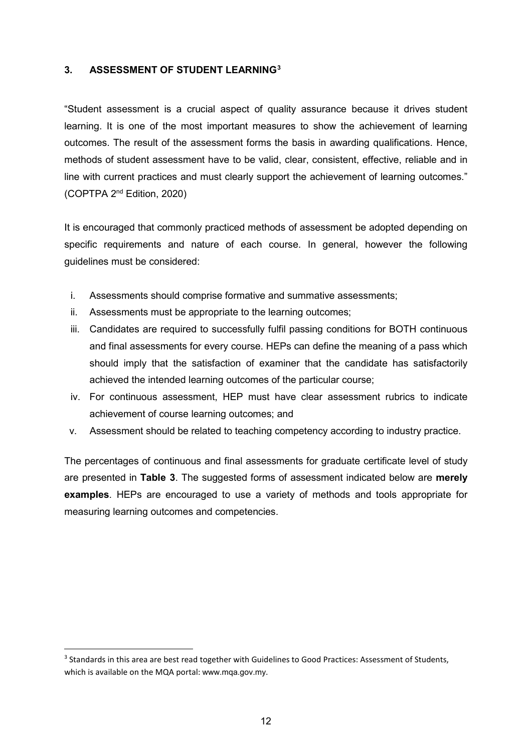## 3. ASSESSMENT OF STUDENT LEARNING[3]

"Student assessment is a crucial aspect of quality assurance because it drives student learning. It is one of the most important measures to show the achievement of learning outcomes. The result of the assessment forms the basis in awarding qualifications. Hence, methods of student assessment have to be valid, clear, consistent, effective, reliable and in line with current practices and must clearly support the achievement of learning outcomes." (COPTPA 2nd Edition, 2020)

It is encouraged that commonly practiced methods of assessment be adopted depending on specific requirements and nature of each course. In general, however the following guidelines must be considered:

i. Assessments should comprise formative and summative assessments;
ii. Assessments must be appropriate to the learning outcomes;
iii. Candidates are required to successfully fulfil passing conditions for BOTH continuous and final assessments for every course. HEPs can define the meaning of a pass which should imply that the satisfaction of examiner that the candidate has satisfactorily achieved the intended learning outcomes of the particular course;
iv. For continuous assessment, HEP must have clear assessment rubrics to indicate achievement of course learning outcomes; and
v. Assessment should be related to teaching competency according to industry practice.

The percentages of continuous and final assessments for graduate certificate level of study are presented in **Table 3**. The suggested forms of assessment indicated below are **merely examples**. HEPs are encouraged to use a variety of methods and tools appropriate for measuring learning outcomes and competencies.

[3] Standards in this area are best read together with Guidelines to Good Practices: Assessment of Students, which is available on the MQA portal: www.mqa.gov.my.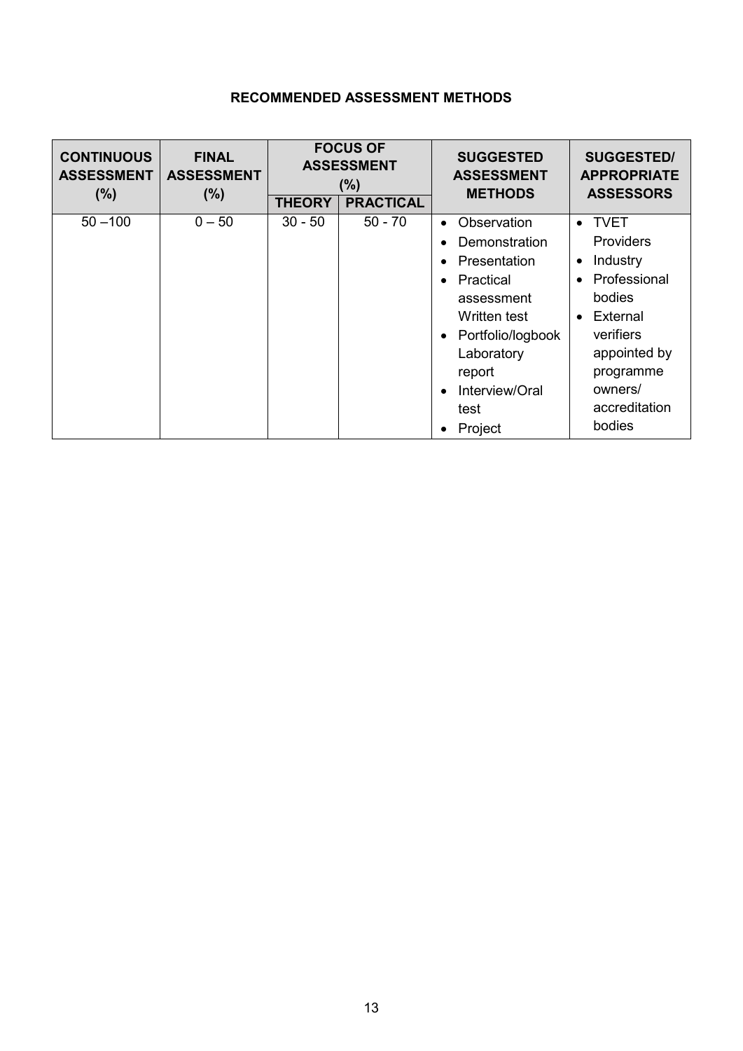**RECOMMENDED ASSESSMENT METHODS**

| CONTINUOUS ASSESSMENT (%) | FINAL ASSESSMENT (%) | FOCUS OF ASSESSMENT (%) | | SUGGESTED ASSESSMENT METHODS | SUGGESTED/ APPROPRIATE ASSESSORS |
|---|---|---|---|---|---|
| | | THEORY | PRACTICAL | | |
| 50 –100 | 0 – 50 | 30 - 50 | 50 - 70 | • Observation<br>• Demonstration<br>• Presentation<br>• Practical assessment Written test<br>• Portfolio/logbook Laboratory report<br>• Interview/Oral test<br>• Project | • TVET Providers<br>• Industry<br>• Professional bodies<br>• External verifiers appointed by programme owners/ accreditation bodies |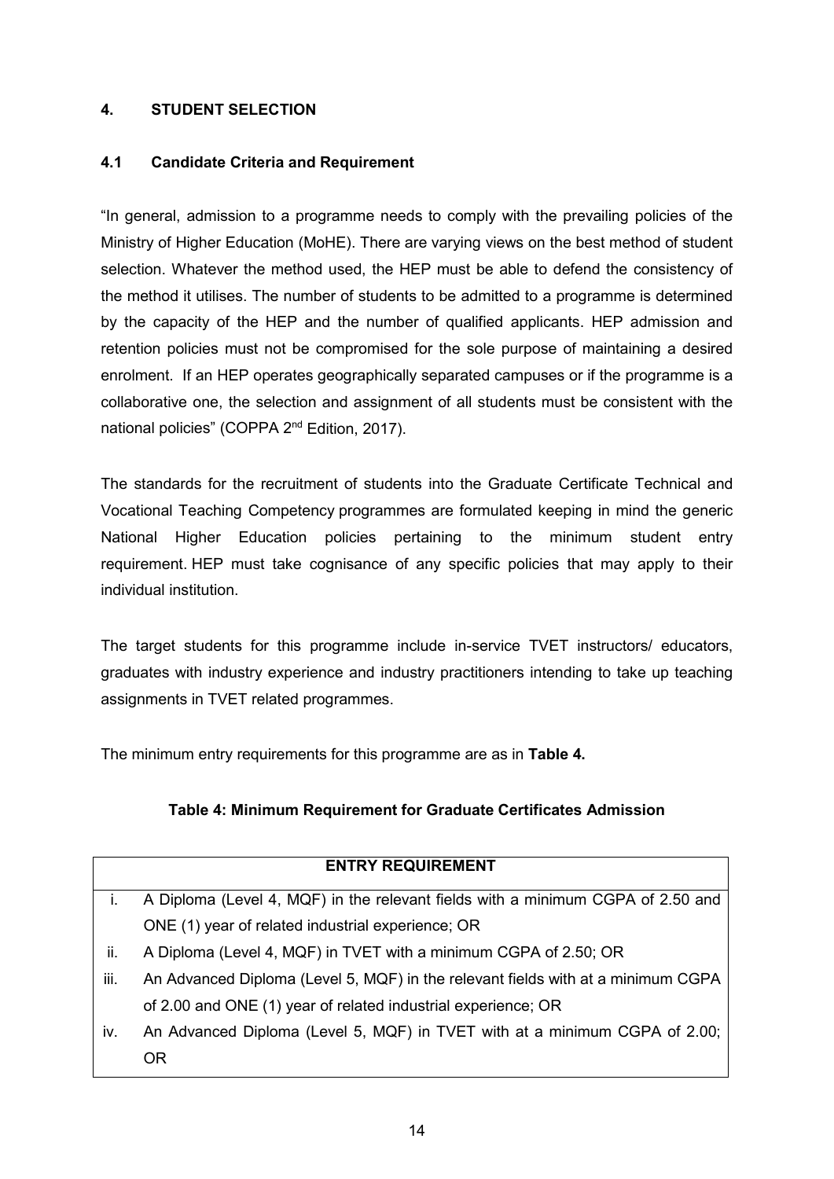## 4. STUDENT SELECTION

### 4.1 Candidate Criteria and Requirement

"In general, admission to a programme needs to comply with the prevailing policies of the Ministry of Higher Education (MoHE). There are varying views on the best method of student selection. Whatever the method used, the HEP must be able to defend the consistency of the method it utilises. The number of students to be admitted to a programme is determined by the capacity of the HEP and the number of qualified applicants. HEP admission and retention policies must not be compromised for the sole purpose of maintaining a desired enrolment. If an HEP operates geographically separated campuses or if the programme is a collaborative one, the selection and assignment of all students must be consistent with the national policies" (COPPA 2nd Edition, 2017).

The standards for the recruitment of students into the Graduate Certificate Technical and Vocational Teaching Competency programmes are formulated keeping in mind the generic National Higher Education policies pertaining to the minimum student entry requirement. HEP must take cognisance of any specific policies that may apply to their individual institution.

The target students for this programme include in-service TVET instructors/ educators, graduates with industry experience and industry practitioners intending to take up teaching assignments in TVET related programmes.

The minimum entry requirements for this programme are as in **Table 4.**

**Table 4: Minimum Requirement for Graduate Certificates Admission**

| | ENTRY REQUIREMENT |
|---|---|
| i. | A Diploma (Level 4, MQF) in the relevant fields with a minimum CGPA of 2.50 and ONE (1) year of related industrial experience; OR |
| ii. | A Diploma (Level 4, MQF) in TVET with a minimum CGPA of 2.50; OR |
| iii. | An Advanced Diploma (Level 5, MQF) in the relevant fields with at a minimum CGPA of 2.00 and ONE (1) year of related industrial experience; OR |
| iv. | An Advanced Diploma (Level 5, MQF) in TVET with at a minimum CGPA of 2.00; OR |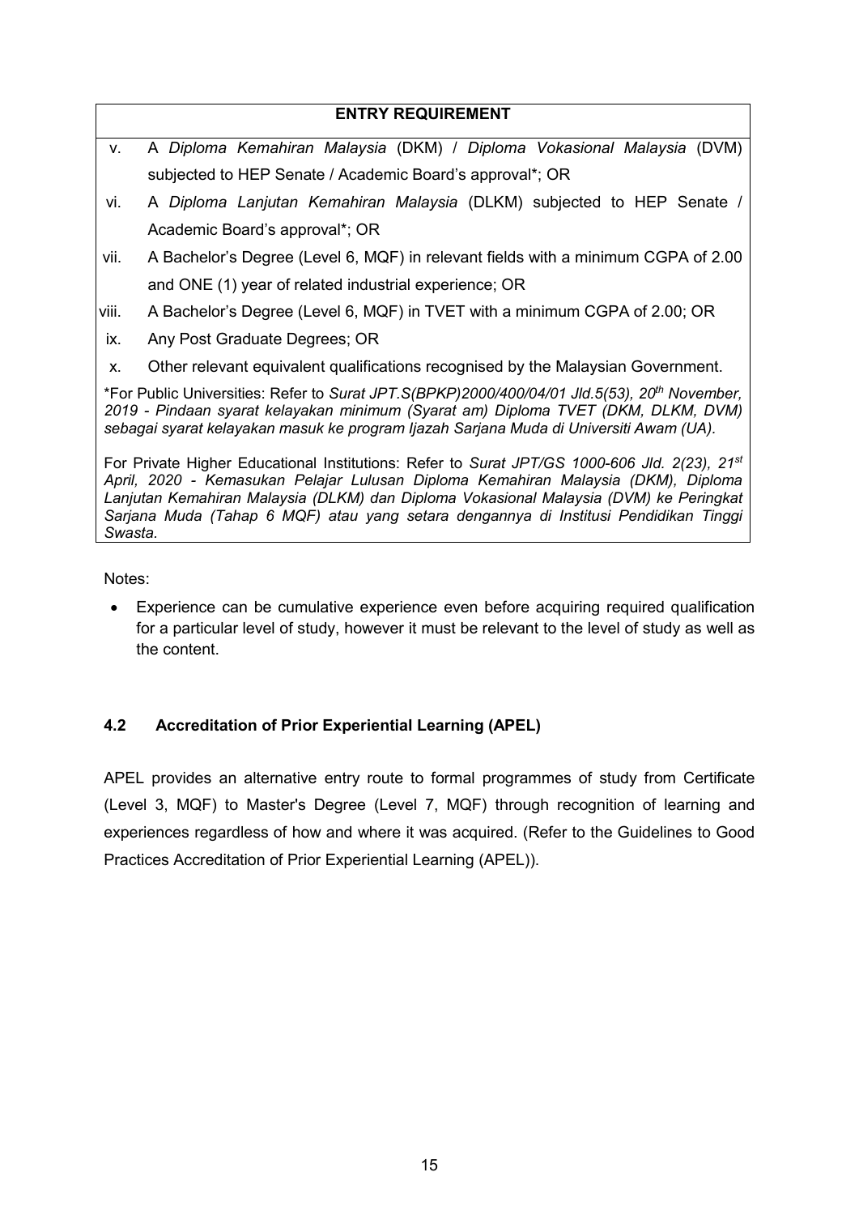| ENTRY REQUIREMENT | |
|---|---|
| v. | A *Diploma Kemahiran Malaysia* (DKM) / *Diploma Vokasional Malaysia* (DVM) subjected to HEP Senate / Academic Board's approval*; OR |
| vi. | A *Diploma Lanjutan Kemahiran Malaysia* (DLKM) subjected to HEP Senate / Academic Board's approval*; OR |
| vii. | A Bachelor's Degree (Level 6, MQF) in relevant fields with a minimum CGPA of 2.00 and ONE (1) year of related industrial experience; OR |
| viii. | A Bachelor's Degree (Level 6, MQF) in TVET with a minimum CGPA of 2.00; OR |
| ix. | Any Post Graduate Degrees; OR |
| x. | Other relevant equivalent qualifications recognised by the Malaysian Government. |
| *For Public Universities: Refer to *Surat JPT.S(BPKP)2000/400/04/01 Jld.5(53), 20th November, 2019 - Pindaan syarat kelayakan minimum (Syarat am) Diploma TVET (DKM, DLKM, DVM) sebagai syarat kelayakan masuk ke program Ijazah Sarjana Muda di Universiti Awam (UA).*<br><br>For Private Higher Educational Institutions: Refer to *Surat JPT/GS 1000-606 Jld. 2(23), 21st April, 2020 - Kemasukan Pelajar Lulusan Diploma Kemahiran Malaysia (DKM), Diploma Lanjutan Kemahiran Malaysia (DLKM) dan Diploma Vokasional Malaysia (DVM) ke Peringkat Sarjana Muda (Tahap 6 MQF) atau yang setara dengannya di Institusi Pendidikan Tinggi Swasta.* | |

Notes:

- Experience can be cumulative experience even before acquiring required qualification for a particular level of study, however it must be relevant to the level of study as well as the content.

## 4.2 Accreditation of Prior Experiential Learning (APEL)

APEL provides an alternative entry route to formal programmes of study from Certificate (Level 3, MQF) to Master's Degree (Level 7, MQF) through recognition of learning and experiences regardless of how and where it was acquired. (Refer to the Guidelines to Good Practices Accreditation of Prior Experiential Learning (APEL)).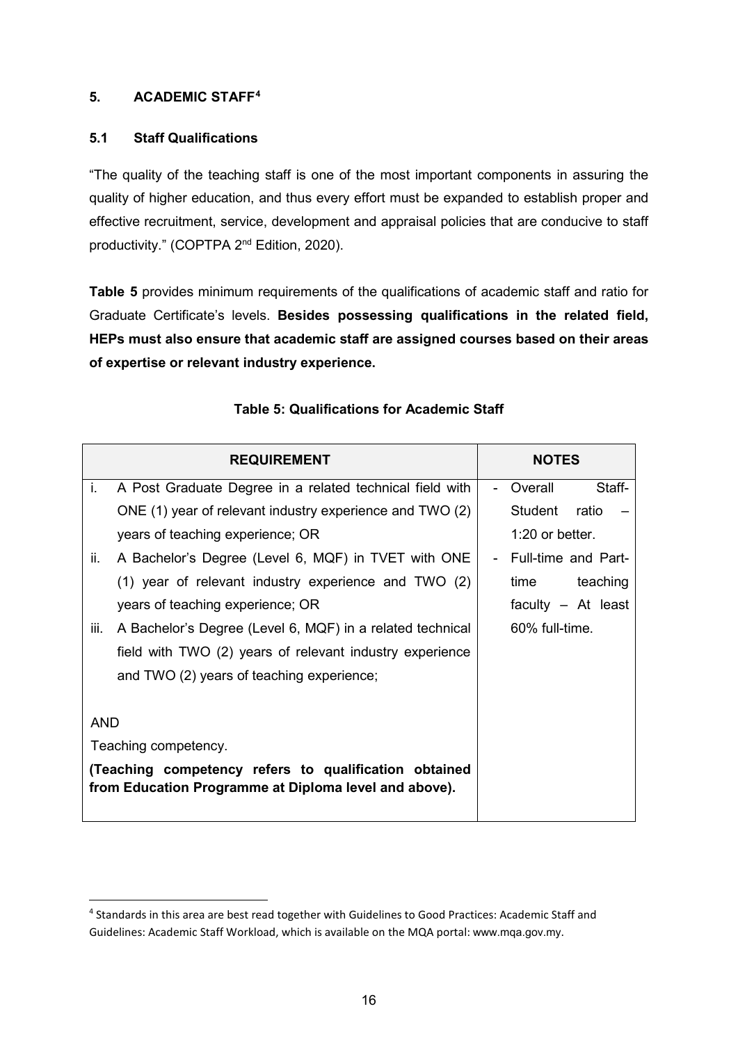## 5. ACADEMIC STAFF[4]

### 5.1 Staff Qualifications

"The quality of the teaching staff is one of the most important components in assuring the quality of higher education, and thus every effort must be expanded to establish proper and effective recruitment, service, development and appraisal policies that are conducive to staff productivity." (COPTPA 2nd Edition, 2020).

**Table 5** provides minimum requirements of the qualifications of academic staff and ratio for Graduate Certificate's levels. **Besides possessing qualifications in the related field, HEPs must also ensure that academic staff are assigned courses based on their areas of expertise or relevant industry experience.**

**Table 5: Qualifications for Academic Staff**

| REQUIREMENT | NOTES |
| --- | --- |
| i. A Post Graduate Degree in a related technical field with ONE (1) year of relevant industry experience and TWO (2) years of teaching experience; OR<br>ii. A Bachelor's Degree (Level 6, MQF) in TVET with ONE (1) year of relevant industry experience and TWO (2) years of teaching experience; OR<br>iii. A Bachelor's Degree (Level 6, MQF) in a related technical field with TWO (2) years of relevant industry experience and TWO (2) years of teaching experience;<br><br>AND<br>Teaching competency.<br>**(Teaching competency refers to qualification obtained from Education Programme at Diploma level and above).** | - Overall Staff-Student ratio – 1:20 or better.<br>- Full-time and Part-time teaching faculty – At least 60% full-time. |

[4] Standards in this area are best read together with Guidelines to Good Practices: Academic Staff and Guidelines: Academic Staff Workload, which is available on the MQA portal: www.mqa.gov.my.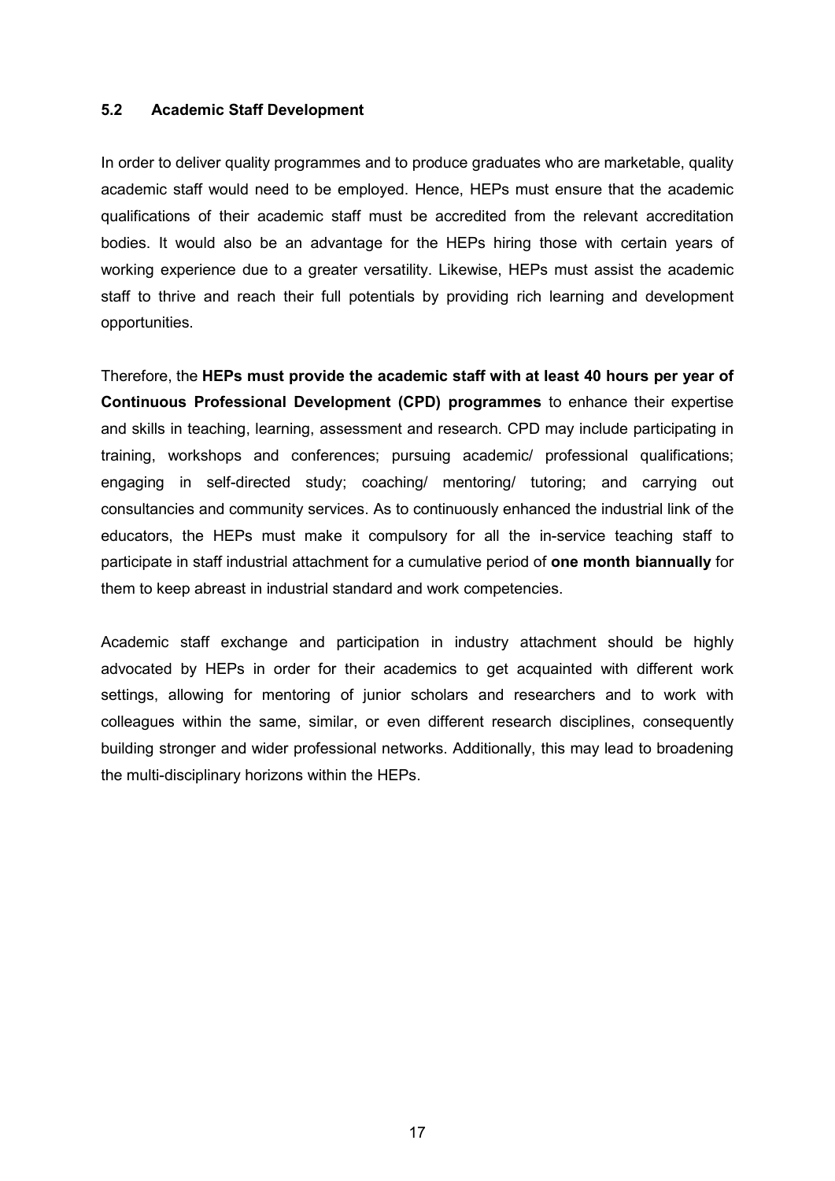### 5.2 Academic Staff Development

In order to deliver quality programmes and to produce graduates who are marketable, quality academic staff would need to be employed. Hence, HEPs must ensure that the academic qualifications of their academic staff must be accredited from the relevant accreditation bodies. It would also be an advantage for the HEPs hiring those with certain years of working experience due to a greater versatility. Likewise, HEPs must assist the academic staff to thrive and reach their full potentials by providing rich learning and development opportunities.

Therefore, the **HEPs must provide the academic staff with at least 40 hours per year of Continuous Professional Development (CPD) programmes** to enhance their expertise and skills in teaching, learning, assessment and research. CPD may include participating in training, workshops and conferences; pursuing academic/ professional qualifications; engaging in self-directed study; coaching/ mentoring/ tutoring; and carrying out consultancies and community services. As to continuously enhanced the industrial link of the educators, the HEPs must make it compulsory for all the in-service teaching staff to participate in staff industrial attachment for a cumulative period of **one month biannually** for them to keep abreast in industrial standard and work competencies.

Academic staff exchange and participation in industry attachment should be highly advocated by HEPs in order for their academics to get acquainted with different work settings, allowing for mentoring of junior scholars and researchers and to work with colleagues within the same, similar, or even different research disciplines, consequently building stronger and wider professional networks. Additionally, this may lead to broadening the multi-disciplinary horizons within the HEPs.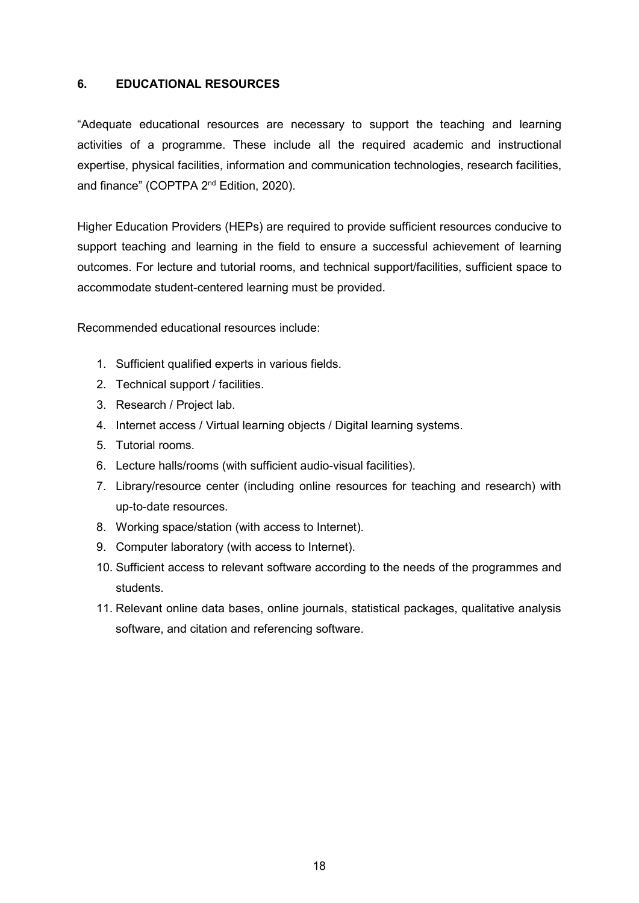## 6. EDUCATIONAL RESOURCES

"Adequate educational resources are necessary to support the teaching and learning activities of a programme. These include all the required academic and instructional expertise, physical facilities, information and communication technologies, research facilities, and finance" (COPTPA 2nd Edition, 2020).

Higher Education Providers (HEPs) are required to provide sufficient resources conducive to support teaching and learning in the field to ensure a successful achievement of learning outcomes. For lecture and tutorial rooms, and technical support/facilities, sufficient space to accommodate student-centered learning must be provided.

Recommended educational resources include:

1. Sufficient qualified experts in various fields.
2. Technical support / facilities.
3. Research / Project lab.
4. Internet access / Virtual learning objects / Digital learning systems.
5. Tutorial rooms.
6. Lecture halls/rooms (with sufficient audio-visual facilities).
7. Library/resource center (including online resources for teaching and research) with up-to-date resources.
8. Working space/station (with access to Internet).
9. Computer laboratory (with access to Internet).
10. Sufficient access to relevant software according to the needs of the programmes and students.
11. Relevant online data bases, online journals, statistical packages, qualitative analysis software, and citation and referencing software.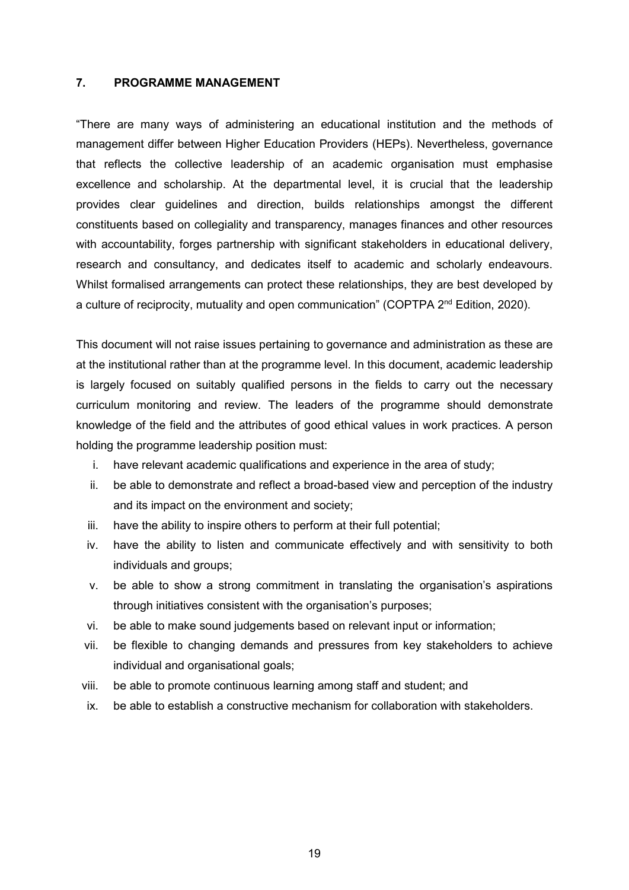## 7. PROGRAMME MANAGEMENT

"There are many ways of administering an educational institution and the methods of management differ between Higher Education Providers (HEPs). Nevertheless, governance that reflects the collective leadership of an academic organisation must emphasise excellence and scholarship. At the departmental level, it is crucial that the leadership provides clear guidelines and direction, builds relationships amongst the different constituents based on collegiality and transparency, manages finances and other resources with accountability, forges partnership with significant stakeholders in educational delivery, research and consultancy, and dedicates itself to academic and scholarly endeavours. Whilst formalised arrangements can protect these relationships, they are best developed by a culture of reciprocity, mutuality and open communication" (COPTPA 2nd Edition, 2020).

This document will not raise issues pertaining to governance and administration as these are at the institutional rather than at the programme level. In this document, academic leadership is largely focused on suitably qualified persons in the fields to carry out the necessary curriculum monitoring and review. The leaders of the programme should demonstrate knowledge of the field and the attributes of good ethical values in work practices. A person holding the programme leadership position must:

i. have relevant academic qualifications and experience in the area of study;
ii. be able to demonstrate and reflect a broad-based view and perception of the industry and its impact on the environment and society;
iii. have the ability to inspire others to perform at their full potential;
iv. have the ability to listen and communicate effectively and with sensitivity to both individuals and groups;
v. be able to show a strong commitment in translating the organisation's aspirations through initiatives consistent with the organisation's purposes;
vi. be able to make sound judgements based on relevant input or information;
vii. be flexible to changing demands and pressures from key stakeholders to achieve individual and organisational goals;
viii. be able to promote continuous learning among staff and student; and
ix. be able to establish a constructive mechanism for collaboration with stakeholders.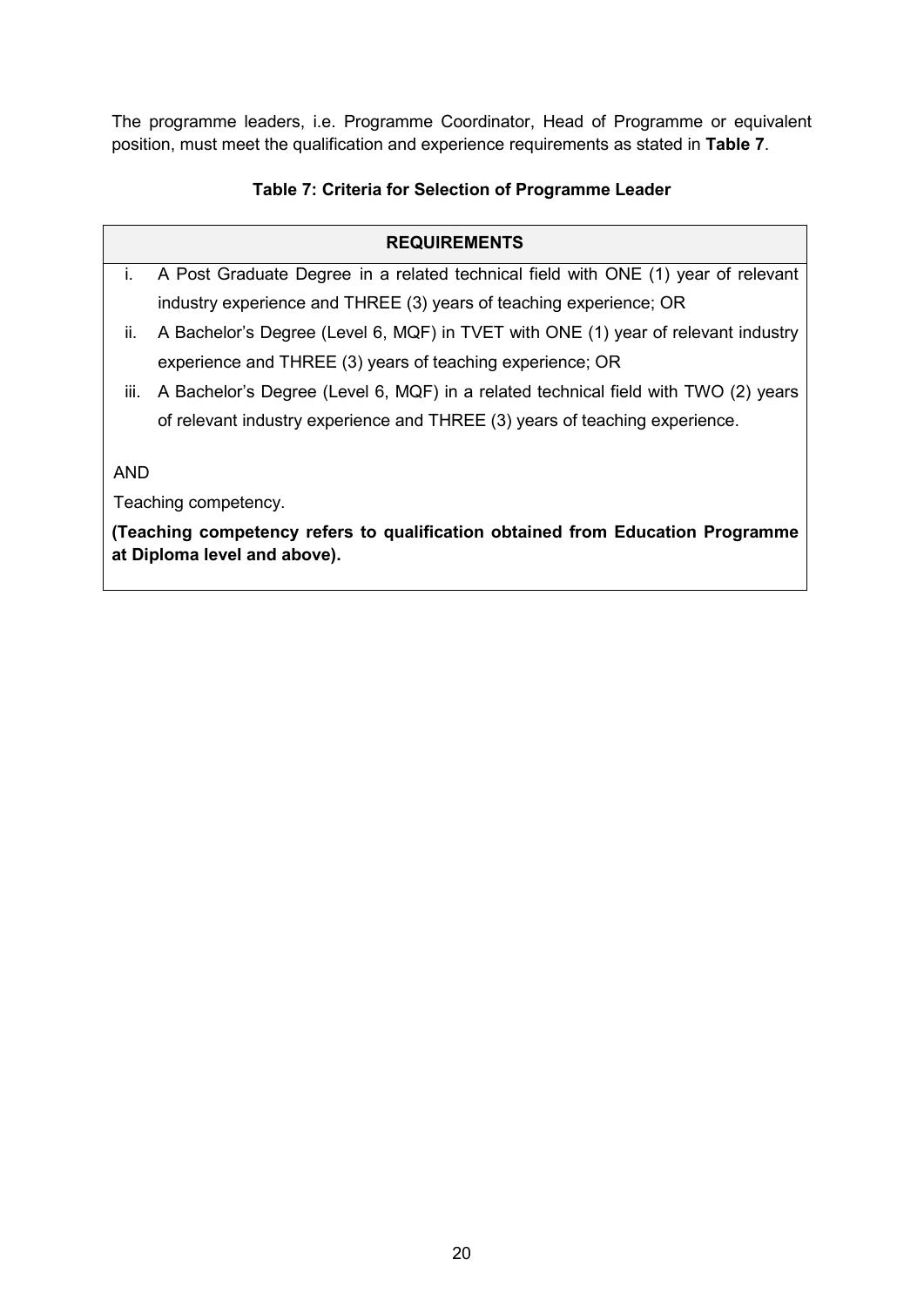The programme leaders, i.e. Programme Coordinator, Head of Programme or equivalent position, must meet the qualification and experience requirements as stated in **Table 7**.

**Table 7: Criteria for Selection of Programme Leader**

| REQUIREMENTS |
|---|
| i. A Post Graduate Degree in a related technical field with ONE (1) year of relevant industry experience and THREE (3) years of teaching experience; OR<br>ii. A Bachelor's Degree (Level 6, MQF) in TVET with ONE (1) year of relevant industry experience and THREE (3) years of teaching experience; OR<br>iii. A Bachelor's Degree (Level 6, MQF) in a related technical field with TWO (2) years of relevant industry experience and THREE (3) years of teaching experience.<br><br>AND<br><br>Teaching competency.<br><br>**(Teaching competency refers to qualification obtained from Education Programme at Diploma level and above).** |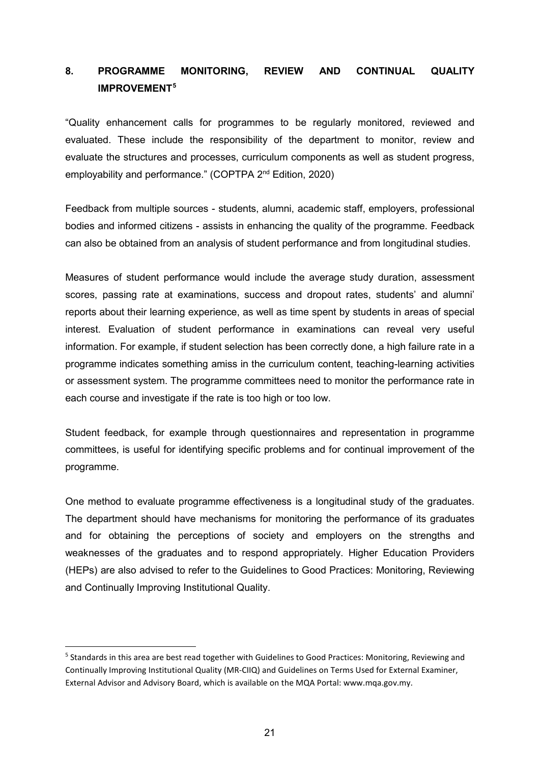## 8. PROGRAMME MONITORING, REVIEW AND CONTINUAL QUALITY IMPROVEMENT[5]

"Quality enhancement calls for programmes to be regularly monitored, reviewed and evaluated. These include the responsibility of the department to monitor, review and evaluate the structures and processes, curriculum components as well as student progress, employability and performance." (COPTPA 2nd Edition, 2020)

Feedback from multiple sources - students, alumni, academic staff, employers, professional bodies and informed citizens - assists in enhancing the quality of the programme. Feedback can also be obtained from an analysis of student performance and from longitudinal studies.

Measures of student performance would include the average study duration, assessment scores, passing rate at examinations, success and dropout rates, students' and alumni' reports about their learning experience, as well as time spent by students in areas of special interest. Evaluation of student performance in examinations can reveal very useful information. For example, if student selection has been correctly done, a high failure rate in a programme indicates something amiss in the curriculum content, teaching-learning activities or assessment system. The programme committees need to monitor the performance rate in each course and investigate if the rate is too high or too low.

Student feedback, for example through questionnaires and representation in programme committees, is useful for identifying specific problems and for continual improvement of the programme.

One method to evaluate programme effectiveness is a longitudinal study of the graduates. The department should have mechanisms for monitoring the performance of its graduates and for obtaining the perceptions of society and employers on the strengths and weaknesses of the graduates and to respond appropriately. Higher Education Providers (HEPs) are also advised to refer to the Guidelines to Good Practices: Monitoring, Reviewing and Continually Improving Institutional Quality.

---

[5] Standards in this area are best read together with Guidelines to Good Practices: Monitoring, Reviewing and Continually Improving Institutional Quality (MR-CIIQ) and Guidelines on Terms Used for External Examiner, External Advisor and Advisory Board, which is available on the MQA Portal: www.mqa.gov.my.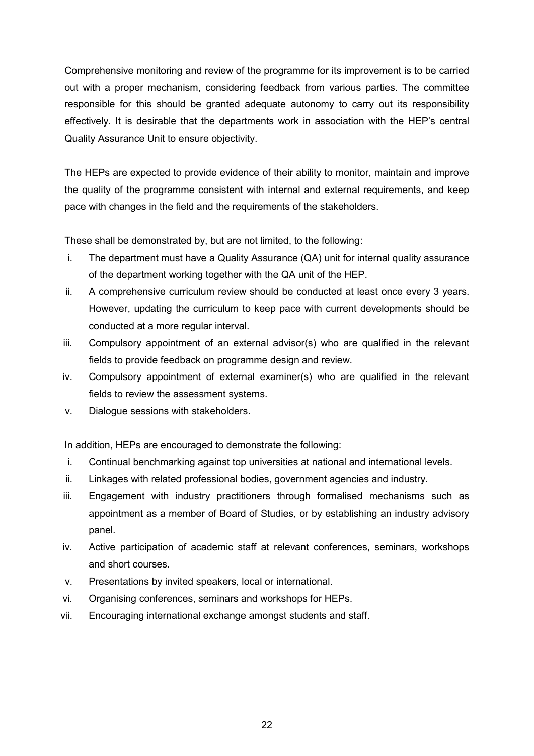Comprehensive monitoring and review of the programme for its improvement is to be carried out with a proper mechanism, considering feedback from various parties. The committee responsible for this should be granted adequate autonomy to carry out its responsibility effectively. It is desirable that the departments work in association with the HEP's central Quality Assurance Unit to ensure objectivity.

The HEPs are expected to provide evidence of their ability to monitor, maintain and improve the quality of the programme consistent with internal and external requirements, and keep pace with changes in the field and the requirements of the stakeholders.

These shall be demonstrated by, but are not limited, to the following:

i. The department must have a Quality Assurance (QA) unit for internal quality assurance of the department working together with the QA unit of the HEP.
ii. A comprehensive curriculum review should be conducted at least once every 3 years. However, updating the curriculum to keep pace with current developments should be conducted at a more regular interval.
iii. Compulsory appointment of an external advisor(s) who are qualified in the relevant fields to provide feedback on programme design and review.
iv. Compulsory appointment of external examiner(s) who are qualified in the relevant fields to review the assessment systems.
v. Dialogue sessions with stakeholders.

In addition, HEPs are encouraged to demonstrate the following:

i. Continual benchmarking against top universities at national and international levels.
ii. Linkages with related professional bodies, government agencies and industry.
iii. Engagement with industry practitioners through formalised mechanisms such as appointment as a member of Board of Studies, or by establishing an industry advisory panel.
iv. Active participation of academic staff at relevant conferences, seminars, workshops and short courses.
v. Presentations by invited speakers, local or international.
vi. Organising conferences, seminars and workshops for HEPs.
vii. Encouraging international exchange amongst students and staff.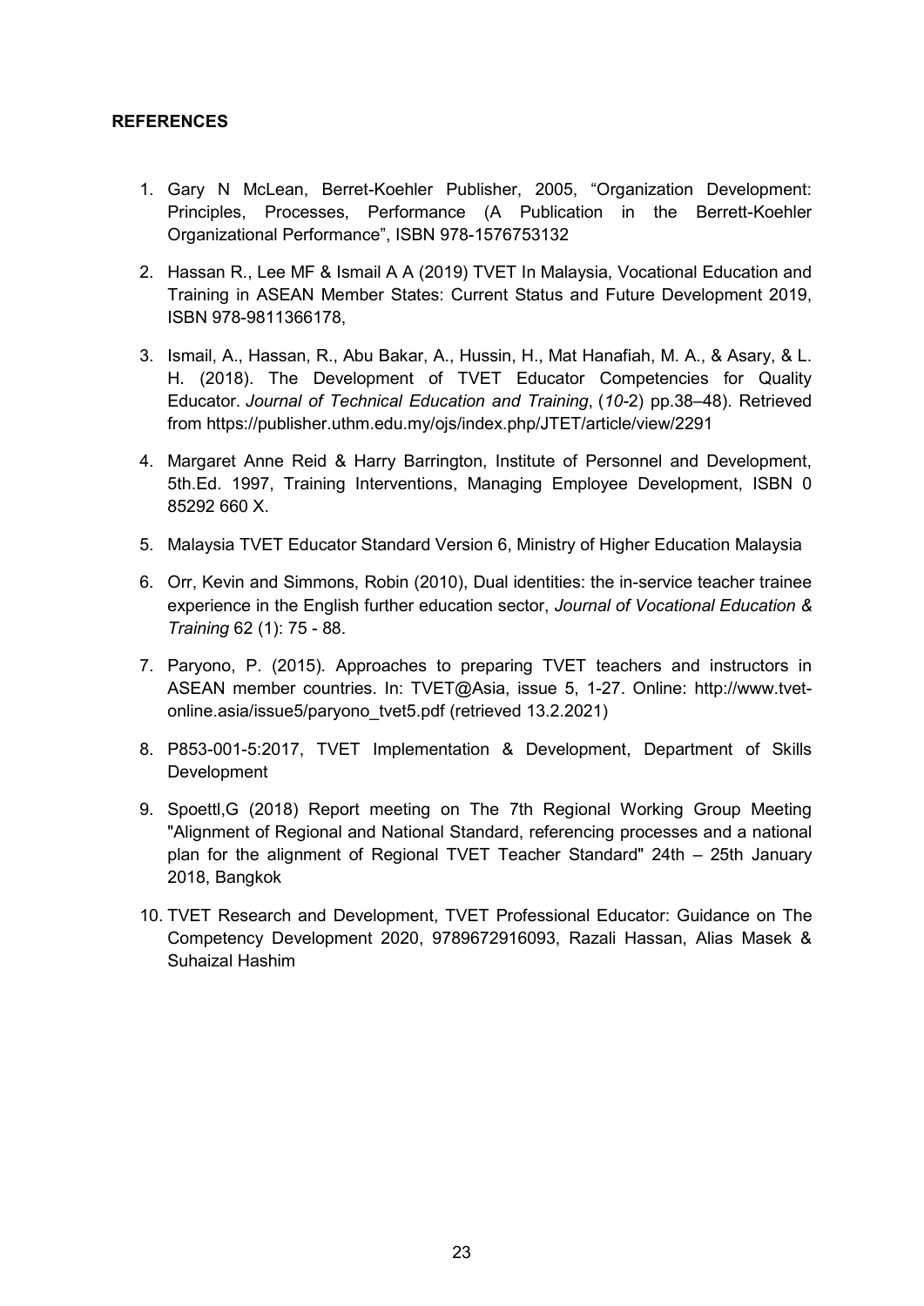## REFERENCES

1. Gary N McLean, Berret-Koehler Publisher, 2005, "Organization Development: Principles, Processes, Performance (A Publication in the Berrett-Koehler Organizational Performance", ISBN 978-1576753132

2. Hassan R., Lee MF & Ismail A A (2019) TVET In Malaysia, Vocational Education and Training in ASEAN Member States: Current Status and Future Development 2019, ISBN 978-9811366178,

3. Ismail, A., Hassan, R., Abu Bakar, A., Hussin, H., Mat Hanafiah, M. A., & Asary, & L. H. (2018). The Development of TVET Educator Competencies for Quality Educator. *Journal of Technical Education and Training*, (*10*-2) pp.38–48). Retrieved from https://publisher.uthm.edu.my/ojs/index.php/JTET/article/view/2291

4. Margaret Anne Reid & Harry Barrington, Institute of Personnel and Development, 5th.Ed. 1997, Training Interventions, Managing Employee Development, ISBN 0 85292 660 X.

5. Malaysia TVET Educator Standard Version 6, Ministry of Higher Education Malaysia

6. Orr, Kevin and Simmons, Robin (2010), Dual identities: the in-service teacher trainee experience in the English further education sector, *Journal of Vocational Education & Training* 62 (1): 75 - 88.

7. Paryono, P. (2015). Approaches to preparing TVET teachers and instructors in ASEAN member countries. In: TVET@Asia, issue 5, 1-27. Online: http://www.tvet-online.asia/issue5/paryono_tvet5.pdf (retrieved 13.2.2021)

8. P853-001-5:2017, TVET Implementation & Development, Department of Skills Development

9. Spoettl,G (2018) Report meeting on The 7th Regional Working Group Meeting "Alignment of Regional and National Standard, referencing processes and a national plan for the alignment of Regional TVET Teacher Standard" 24th – 25th January 2018, Bangkok

10. TVET Research and Development, TVET Professional Educator: Guidance on The Competency Development 2020, 9789672916093, Razali Hassan, Alias Masek & Suhaizal Hashim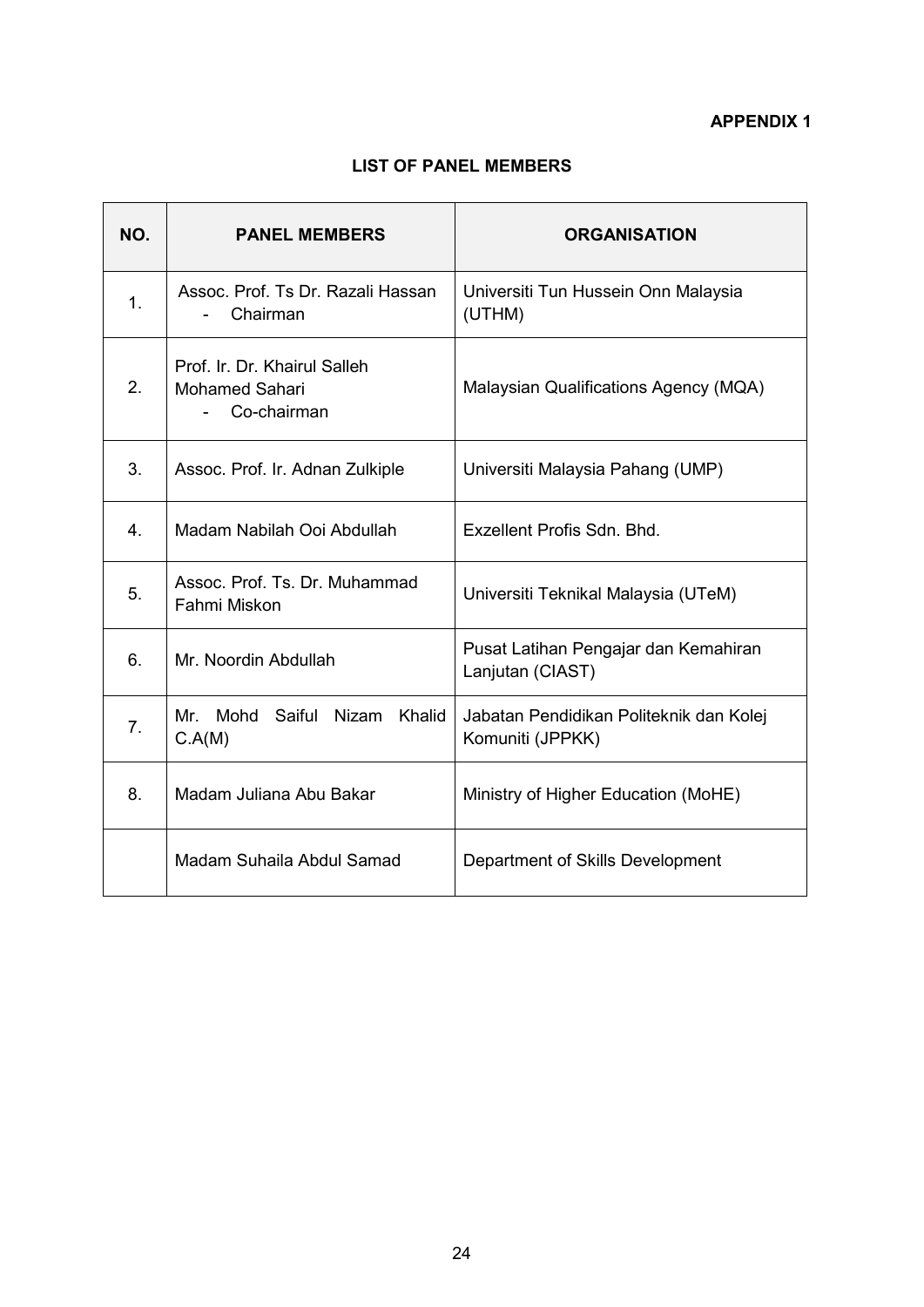**APPENDIX 1**

## LIST OF PANEL MEMBERS

| NO. | PANEL MEMBERS | ORGANISATION |
|---|---|---|
| 1. | Assoc. Prof. Ts Dr. Razali Hassan - Chairman | Universiti Tun Hussein Onn Malaysia (UTHM) |
| 2. | Prof. Ir. Dr. Khairul Salleh Mohamed Sahari - Co-chairman | Malaysian Qualifications Agency (MQA) |
| 3. | Assoc. Prof. Ir. Adnan Zulkiple | Universiti Malaysia Pahang (UMP) |
| 4. | Madam Nabilah Ooi Abdullah | Exzellent Profis Sdn. Bhd. |
| 5. | Assoc. Prof. Ts. Dr. Muhammad Fahmi Miskon | Universiti Teknikal Malaysia (UTeM) |
| 6. | Mr. Noordin Abdullah | Pusat Latihan Pengajar dan Kemahiran Lanjutan (CIAST) |
| 7. | Mr. Mohd Saiful Nizam Khalid C.A(M) | Jabatan Pendidikan Politeknik dan Kolej Komuniti (JPPKK) |
| 8. | Madam Juliana Abu Bakar | Ministry of Higher Education (MoHE) |
| | Madam Suhaila Abdul Samad | Department of Skills Development |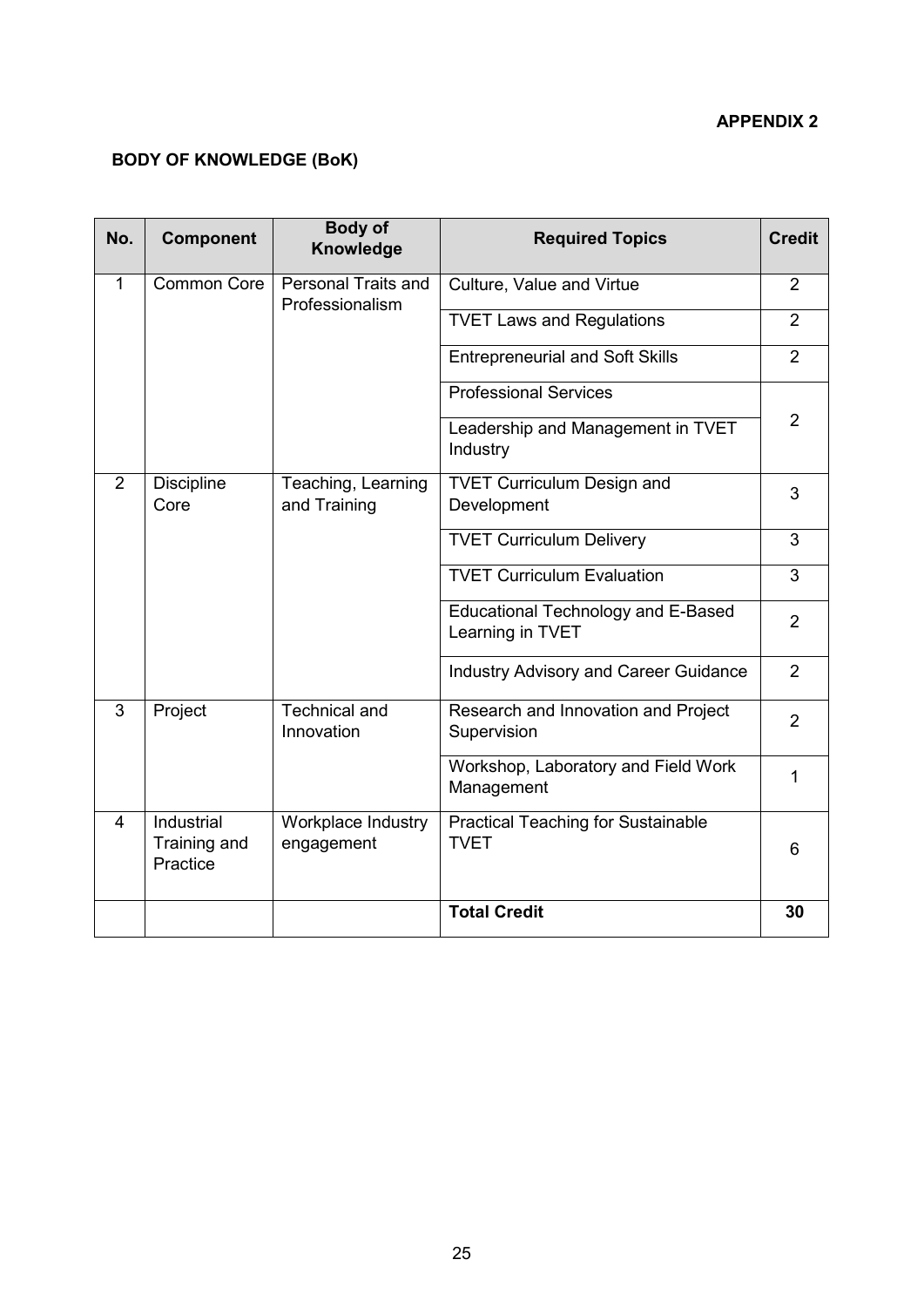**APPENDIX 2**

**BODY OF KNOWLEDGE (BoK)**

| No. | Component | Body of Knowledge | Required Topics | Credit |
|---|---|---|---|---|
| 1 | Common Core | Personal Traits and Professionalism | Culture, Value and Virtue | 2 |
| | | | TVET Laws and Regulations | 2 |
| | | | Entrepreneurial and Soft Skills | 2 |
| | | | Professional Services | 2 |
| | | | Leadership and Management in TVET Industry | |
| 2 | Discipline Core | Teaching, Learning and Training | TVET Curriculum Design and Development | 3 |
| | | | TVET Curriculum Delivery | 3 |
| | | | TVET Curriculum Evaluation | 3 |
| | | | Educational Technology and E-Based Learning in TVET | 2 |
| | | | Industry Advisory and Career Guidance | 2 |
| 3 | Project | Technical and Innovation | Research and Innovation and Project Supervision | 2 |
| | | | Workshop, Laboratory and Field Work Management | 1 |
| 4 | Industrial Training and Practice | Workplace Industry engagement | Practical Teaching for Sustainable TVET | 6 |
| | | | **Total Credit** | **30** |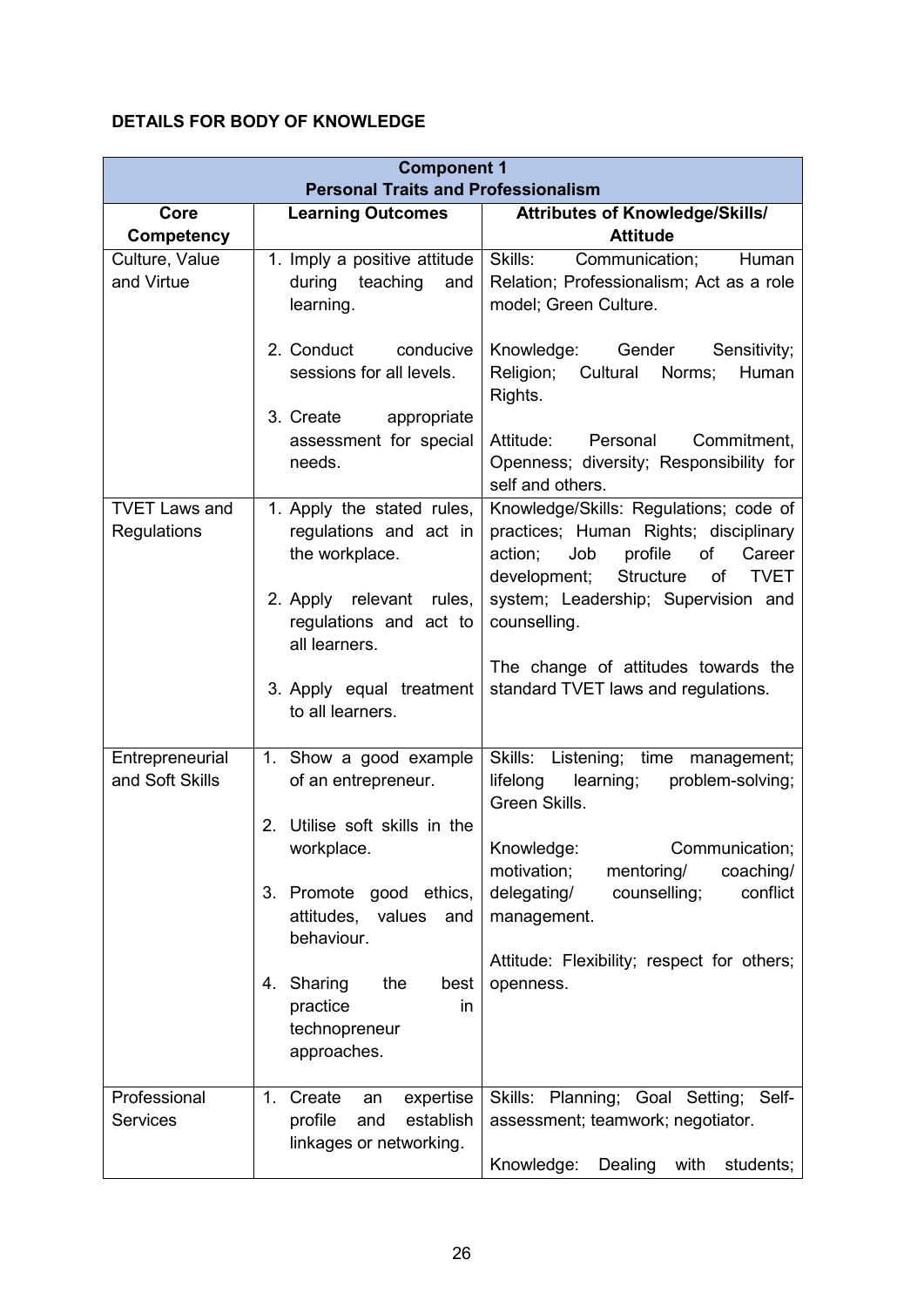**DETAILS FOR BODY OF KNOWLEDGE**

| **Component 1**<br>**Personal Traits and Professionalism** | | |
|---|---|---|
| **Core Competency** | **Learning Outcomes** | **Attributes of Knowledge/Skills/ Attitude** |
| Culture, Value and Virtue | 1. Imply a positive attitude during teaching and learning.<br><br>2. Conduct conducive sessions for all levels.<br><br>3. Create appropriate assessment for special needs. | Skills: Communication; Human Relation; Professionalism; Act as a role model; Green Culture.<br><br>Knowledge: Gender Sensitivity; Religion; Cultural Norms; Human Rights.<br><br>Attitude: Personal Commitment, Openness; diversity; Responsibility for self and others. |
| TVET Laws and Regulations | 1. Apply the stated rules, regulations and act in the workplace.<br><br>2. Apply relevant rules, regulations and act to all learners.<br><br>3. Apply equal treatment to all learners. | Knowledge/Skills: Regulations; code of practices; Human Rights; disciplinary action; Job profile of Career development; Structure of TVET system; Leadership; Supervision and counselling.<br><br>The change of attitudes towards the standard TVET laws and regulations. |
| Entrepreneurial and Soft Skills | 1. Show a good example of an entrepreneur.<br><br>2. Utilise soft skills in the workplace.<br><br>3. Promote good ethics, attitudes, values and behaviour.<br><br>4. Sharing the best practice in technopreneur approaches. | Skills: Listening; time management; lifelong learning; problem-solving; Green Skills.<br><br>Knowledge: Communication; motivation; mentoring/ coaching/ delegating/ counselling; conflict management.<br><br>Attitude: Flexibility; respect for others; openness. |
| Professional Services | 1. Create an expertise profile and establish linkages or networking. | Skills: Planning; Goal Setting; Self-assessment; teamwork; negotiator.<br><br>Knowledge: Dealing with students; |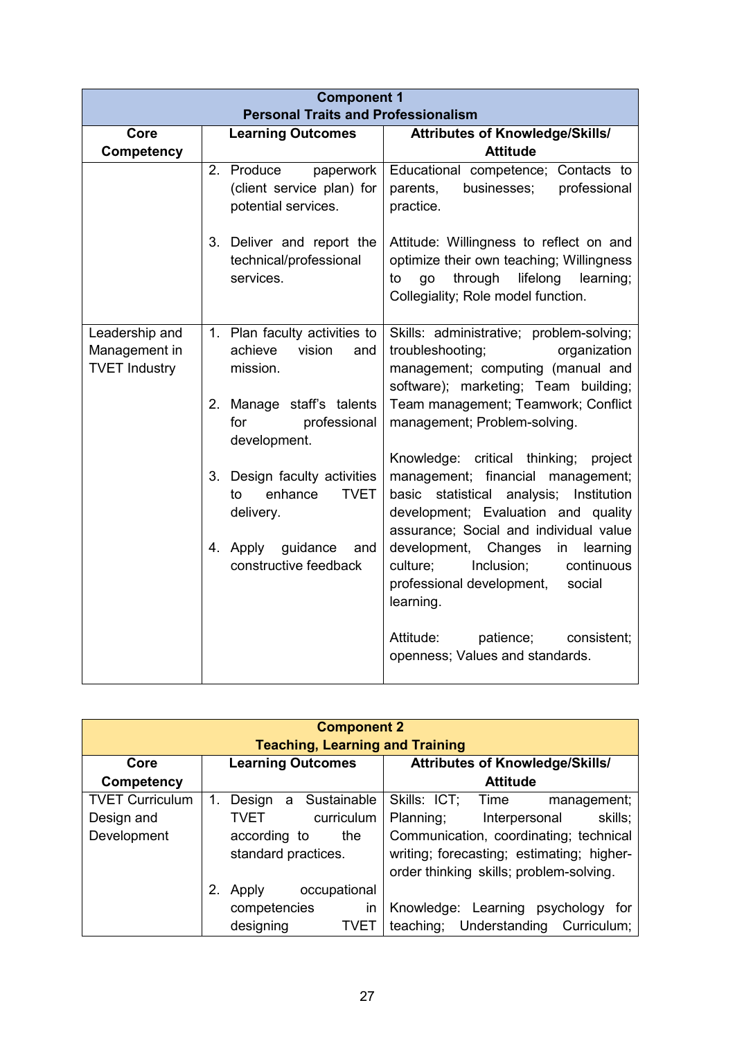| Component 1<br>Personal Traits and Professionalism | | |
|---|---|---|
| **Core Competency** | **Learning Outcomes** | **Attributes of Knowledge/Skills/ Attitude** |
| | 2. Produce paperwork (client service plan) for potential services.<br><br>3. Deliver and report the technical/professional services. | Educational competence; Contacts to parents, businesses; professional practice.<br><br>Attitude: Willingness to reflect on and optimize their own teaching; Willingness to go through lifelong learning; Collegiality; Role model function. |
| Leadership and Management in TVET Industry | 1. Plan faculty activities to achieve vision and mission.<br><br>2. Manage staff's talents for professional development.<br><br>3. Design faculty activities to enhance TVET delivery.<br><br>4. Apply guidance and constructive feedback | Skills: administrative; problem-solving; troubleshooting; organization management; computing (manual and software); marketing; Team building; Team management; Teamwork; Conflict management; Problem-solving.<br><br>Knowledge: critical thinking; project management; financial management; basic statistical analysis; Institution development; Evaluation and quality assurance; Social and individual value development, Changes in learning culture; Inclusion; continuous professional development, social learning.<br><br>Attitude: patience; consistent; openness; Values and standards. |

| Component 2<br>Teaching, Learning and Training | | |
|---|---|---|
| **Core Competency** | **Learning Outcomes** | **Attributes of Knowledge/Skills/ Attitude** |
| TVET Curriculum Design and Development | 1. Design a Sustainable TVET curriculum according to the standard practices.<br><br>2. Apply occupational competencies in designing TVET | Skills: ICT; Time management; Planning; Interpersonal skills; Communication, coordinating; technical writing; forecasting; estimating; higher-order thinking skills; problem-solving.<br><br>Knowledge: Learning psychology for teaching; Understanding Curriculum; |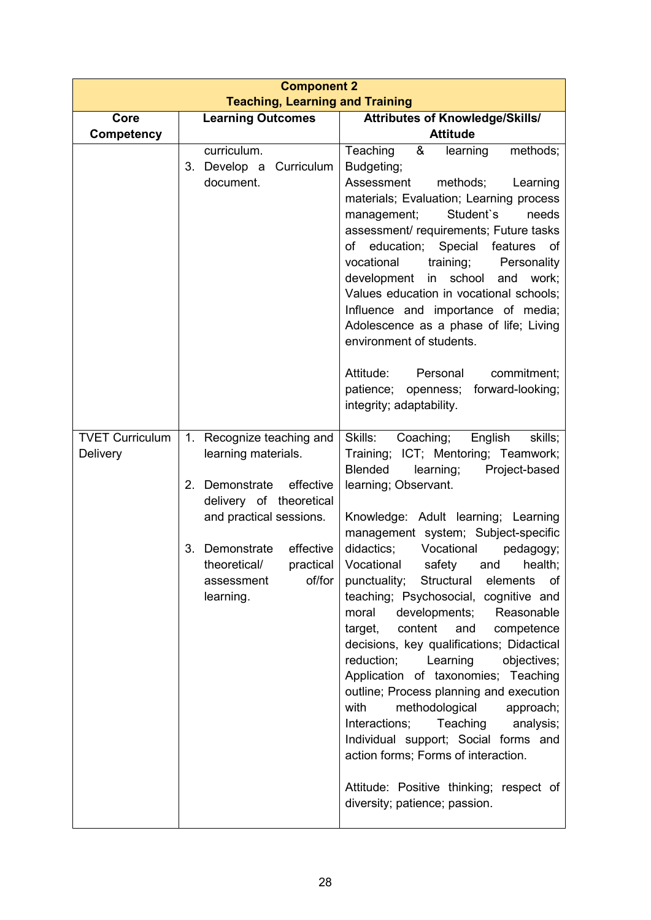| Component 2<br>Teaching, Learning and Training | | |
|---|---|---|
| **Core Competency** | **Learning Outcomes** | **Attributes of Knowledge/Skills/ Attitude** |
| | curriculum.<br>3. Develop a Curriculum document. | Teaching & learning methods; Budgeting;<br>Assessment methods; Learning materials; Evaluation; Learning process management; Student`s needs assessment/ requirements; Future tasks of education; Special features of vocational training; Personality development in school and work; Values education in vocational schools; Influence and importance of media; Adolescence as a phase of life; Living environment of students.<br><br>Attitude: Personal commitment; patience; openness; forward-looking; integrity; adaptability. |
| TVET Curriculum Delivery | 1. Recognize teaching and learning materials.<br><br>2. Demonstrate effective delivery of theoretical and practical sessions.<br><br>3. Demonstrate effective theoretical/ practical assessment of/for learning. | Skills: Coaching; English skills; Training; ICT; Mentoring; Teamwork; Blended learning; Project-based learning; Observant.<br><br>Knowledge: Adult learning; Learning management system; Subject-specific didactics; Vocational pedagogy; Vocational safety and health; punctuality; Structural elements of teaching; Psychosocial, cognitive and moral developments; Reasonable target, content and competence decisions, key qualifications; Didactical reduction; Learning objectives; Application of taxonomies; Teaching outline; Process planning and execution with methodological approach; Interactions; Teaching analysis; Individual support; Social forms and action forms; Forms of interaction.<br><br>Attitude: Positive thinking; respect of diversity; patience; passion. |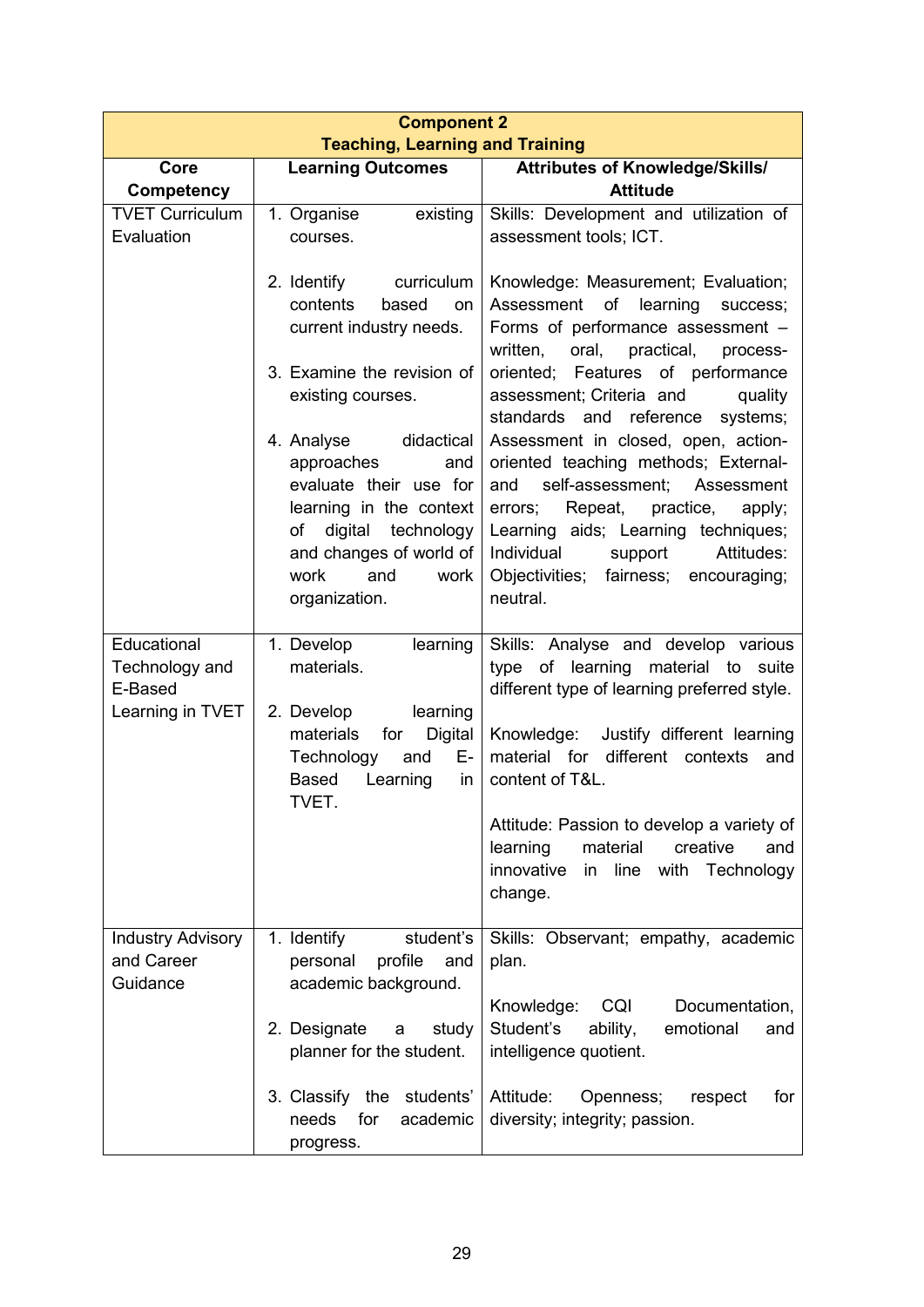| Component 2<br>Teaching, Learning and Training | | |
|---|---|---|
| **Core Competency** | **Learning Outcomes** | **Attributes of Knowledge/Skills/ Attitude** |
| TVET Curriculum Evaluation | 1. Organise existing courses.<br><br>2. Identify curriculum contents based on current industry needs.<br><br>3. Examine the revision of existing courses.<br><br>4. Analyse didactical approaches and evaluate their use for learning in the context of digital technology and changes of world of work and work organization. | Skills: Development and utilization of assessment tools; ICT.<br><br>Knowledge: Measurement; Evaluation; Assessment of learning success; Forms of performance assessment – written, oral, practical, process-oriented; Features of performance assessment; Criteria and quality standards and reference systems; Assessment in closed, open, action-oriented teaching methods; External- and self-assessment; Assessment errors; Repeat, practice, apply; Learning aids; Learning techniques; Individual support Attitudes: Objectivities; fairness; encouraging; neutral. |
| Educational Technology and E-Based Learning in TVET | 1. Develop learning materials.<br><br>2. Develop learning materials for Digital Technology and E-Based Learning in TVET. | Skills: Analyse and develop various type of learning material to suite different type of learning preferred style.<br><br>Knowledge: Justify different learning material for different contexts and content of T&L.<br><br>Attitude: Passion to develop a variety of learning material creative and innovative in line with Technology change. |
| Industry Advisory and Career Guidance | 1. Identify student's personal profile and academic background.<br><br>2. Designate a study planner for the student.<br><br>3. Classify the students' needs for academic progress. | Skills: Observant; empathy, academic plan.<br><br>Knowledge: CQI Documentation, Student's ability, emotional and intelligence quotient.<br><br>Attitude: Openness; respect for diversity; integrity; passion. |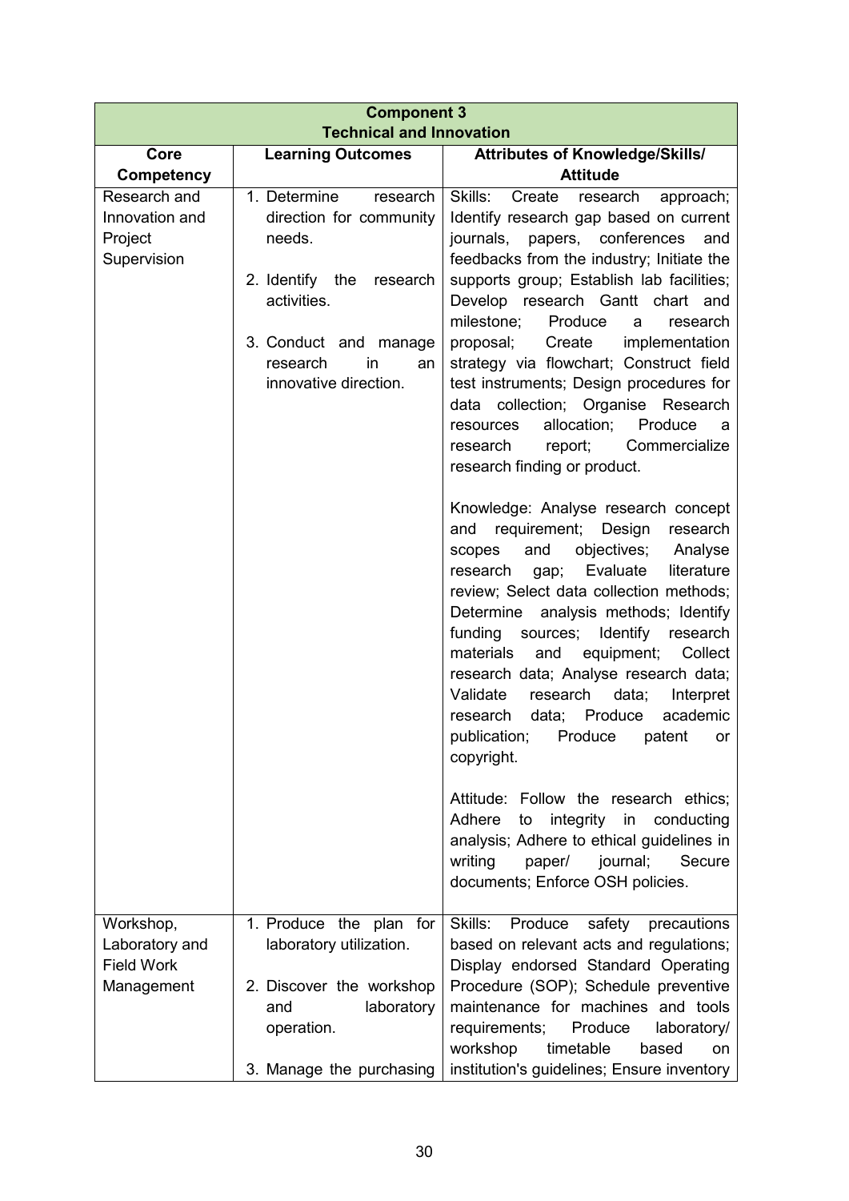| Component 3<br>Technical and Innovation | | |
|---|---|---|
| **Core Competency** | **Learning Outcomes** | **Attributes of Knowledge/Skills/ Attitude** |
| Research and Innovation and Project Supervision | 1. Determine research direction for community needs.<br><br>2. Identify the research activities.<br><br>3. Conduct and manage research in an innovative direction. | Skills: Create research approach; Identify research gap based on current journals, papers, conferences and feedbacks from the industry; Initiate the supports group; Establish lab facilities; Develop research Gantt chart and milestone; Produce a research proposal; Create implementation strategy via flowchart; Construct field test instruments; Design procedures for data collection; Organise Research resources allocation; Produce a research report; Commercialize research finding or product.<br><br>Knowledge: Analyse research concept and requirement; Design research scopes and objectives; Analyse research gap; Evaluate literature review; Select data collection methods; Determine analysis methods; Identify funding sources; Identify research materials and equipment; Collect research data; Analyse research data; Validate research data; Interpret research data; Produce academic publication; Produce patent or copyright.<br><br>Attitude: Follow the research ethics; Adhere to integrity in conducting analysis; Adhere to ethical guidelines in writing paper/ journal; Secure documents; Enforce OSH policies. |
| Workshop, Laboratory and Field Work Management | 1. Produce the plan for laboratory utilization.<br><br>2. Discover the workshop and laboratory operation.<br><br>3. Manage the purchasing | Skills: Produce safety precautions based on relevant acts and regulations; Display endorsed Standard Operating Procedure (SOP); Schedule preventive maintenance for machines and tools requirements; Produce laboratory/ workshop timetable based on institution's guidelines; Ensure inventory |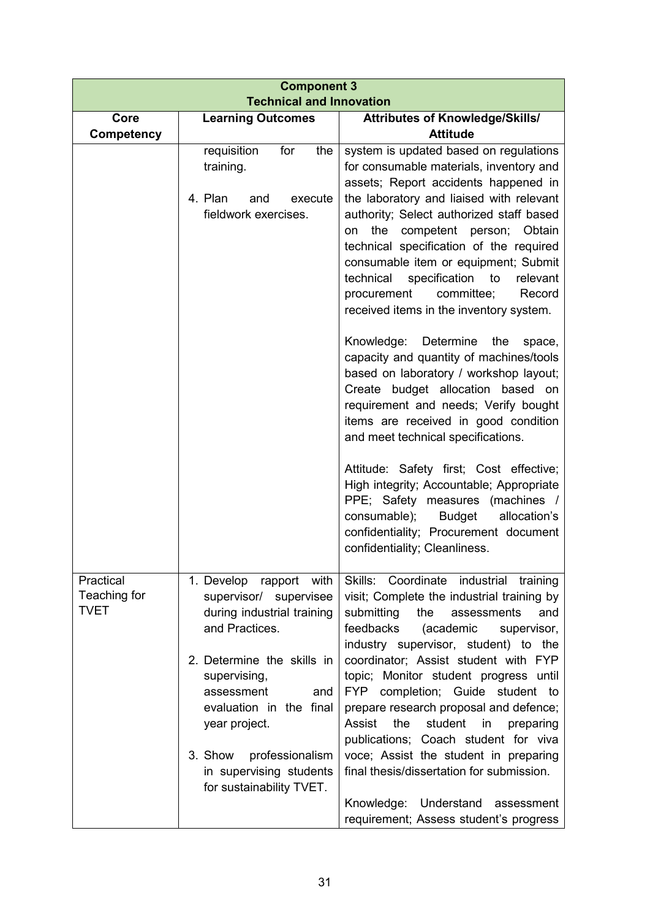| Component 3<br>Technical and Innovation | | |
|---|---|---|
| **Core Competency** | **Learning Outcomes** | **Attributes of Knowledge/Skills/ Attitude** |
| | requisition for the training.<br><br>4. Plan and execute fieldwork exercises. | system is updated based on regulations for consumable materials, inventory and assets; Report accidents happened in the laboratory and liaised with relevant authority; Select authorized staff based on the competent person; Obtain technical specification of the required consumable item or equipment; Submit technical specification to relevant procurement committee; Record received items in the inventory system.<br><br>Knowledge: Determine the space, capacity and quantity of machines/tools based on laboratory / workshop layout; Create budget allocation based on requirement and needs; Verify bought items are received in good condition and meet technical specifications.<br><br>Attitude: Safety first; Cost effective; High integrity; Accountable; Appropriate PPE; Safety measures (machines / consumable); Budget allocation's confidentiality; Procurement document confidentiality; Cleanliness. |
| Practical Teaching for TVET | 1. Develop rapport with supervisor/ supervisee during industrial training and Practices.<br><br>2. Determine the skills in supervising, assessment and evaluation in the final year project.<br><br>3. Show professionalism in supervising students for sustainability TVET. | Skills: Coordinate industrial training visit; Complete the industrial training by submitting the assessments and feedbacks (academic supervisor, industry supervisor, student) to the coordinator; Assist student with FYP topic; Monitor student progress until FYP completion; Guide student to prepare research proposal and defence; Assist the student in preparing publications; Coach student for viva voce; Assist the student in preparing final thesis/dissertation for submission.<br><br>Knowledge: Understand assessment requirement; Assess student's progress |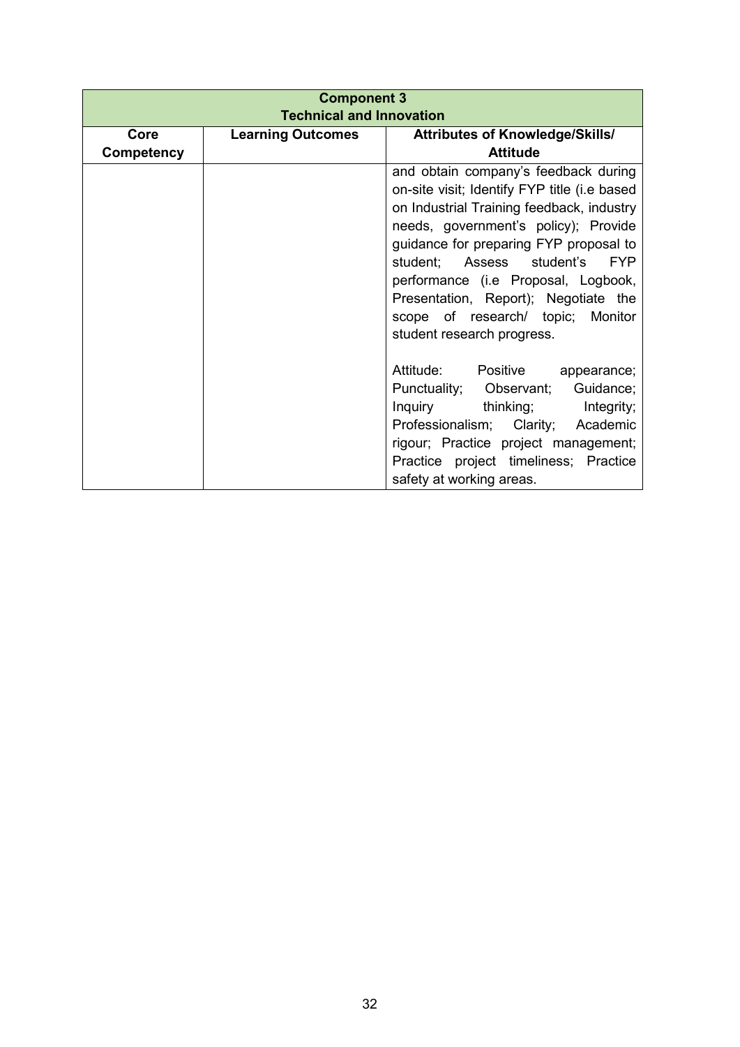| Component 3<br>Technical and Innovation | | |
|---|---|---|
| **Core Competency** | **Learning Outcomes** | **Attributes of Knowledge/Skills/ Attitude** |
| | | and obtain company's feedback during on-site visit; Identify FYP title (i.e based on Industrial Training feedback, industry needs, government's policy); Provide guidance for preparing FYP proposal to student; Assess student's FYP performance (i.e Proposal, Logbook, Presentation, Report); Negotiate the scope of research/ topic; Monitor student research progress.<br><br>Attitude: Positive appearance; Punctuality; Observant; Guidance; Inquiry thinking; Integrity; Professionalism; Clarity; Academic rigour; Practice project management; Practice project timeliness; Practice safety at working areas. |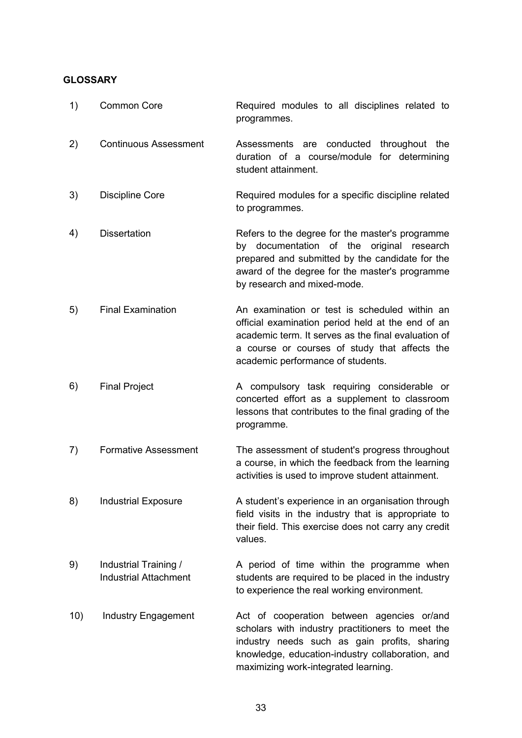**GLOSSARY**

| | Term | Definition |
|---|---|---|
| 1) | Common Core | Required modules to all disciplines related to programmes. |
| 2) | Continuous Assessment | Assessments are conducted throughout the duration of a course/module for determining student attainment. |
| 3) | Discipline Core | Required modules for a specific discipline related to programmes. |
| 4) | Dissertation | Refers to the degree for the master's programme by documentation of the original research prepared and submitted by the candidate for the award of the degree for the master's programme by research and mixed-mode. |
| 5) | Final Examination | An examination or test is scheduled within an official examination period held at the end of an academic term. It serves as the final evaluation of a course or courses of study that affects the academic performance of students. |
| 6) | Final Project | A compulsory task requiring considerable or concerted effort as a supplement to classroom lessons that contributes to the final grading of the programme. |
| 7) | Formative Assessment | The assessment of student's progress throughout a course, in which the feedback from the learning activities is used to improve student attainment. |
| 8) | Industrial Exposure | A student's experience in an organisation through field visits in the industry that is appropriate to their field. This exercise does not carry any credit values. |
| 9) | Industrial Training / Industrial Attachment | A period of time within the programme when students are required to be placed in the industry to experience the real working environment. |
| 10) | Industry Engagement | Act of cooperation between agencies or/and scholars with industry practitioners to meet the industry needs such as gain profits, sharing knowledge, education-industry collaboration, and maximizing work-integrated learning. |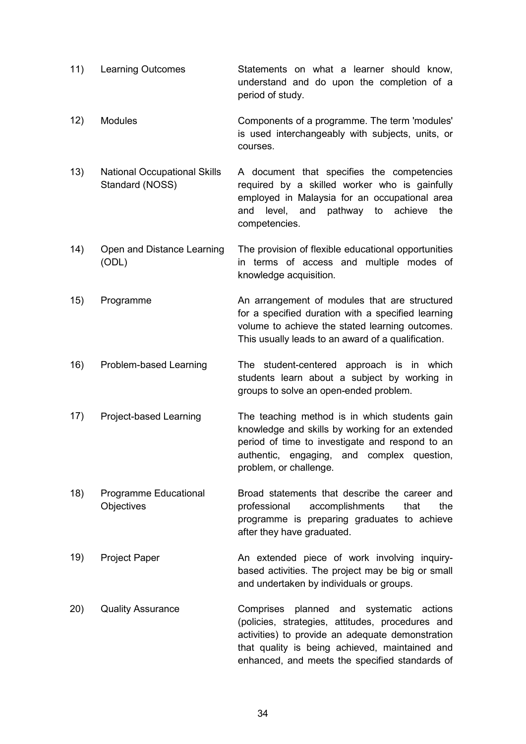| No. | Term | Definition |
|---|---|---|
| 11) | Learning Outcomes | Statements on what a learner should know, understand and do upon the completion of a period of study. |
| 12) | Modules | Components of a programme. The term 'modules' is used interchangeably with subjects, units, or courses. |
| 13) | National Occupational Skills Standard (NOSS) | A document that specifies the competencies required by a skilled worker who is gainfully employed in Malaysia for an occupational area and level, and pathway to achieve the competencies. |
| 14) | Open and Distance Learning (ODL) | The provision of flexible educational opportunities in terms of access and multiple modes of knowledge acquisition. |
| 15) | Programme | An arrangement of modules that are structured for a specified duration with a specified learning volume to achieve the stated learning outcomes. This usually leads to an award of a qualification. |
| 16) | Problem-based Learning | The student-centered approach is in which students learn about a subject by working in groups to solve an open-ended problem. |
| 17) | Project-based Learning | The teaching method is in which students gain knowledge and skills by working for an extended period of time to investigate and respond to an authentic, engaging, and complex question, problem, or challenge. |
| 18) | Programme Educational Objectives | Broad statements that describe the career and professional accomplishments that the programme is preparing graduates to achieve after they have graduated. |
| 19) | Project Paper | An extended piece of work involving inquiry-based activities. The project may be big or small and undertaken by individuals or groups. |
| 20) | Quality Assurance | Comprises planned and systematic actions (policies, strategies, attitudes, procedures and activities) to provide an adequate demonstration that quality is being achieved, maintained and enhanced, and meets the specified standards of |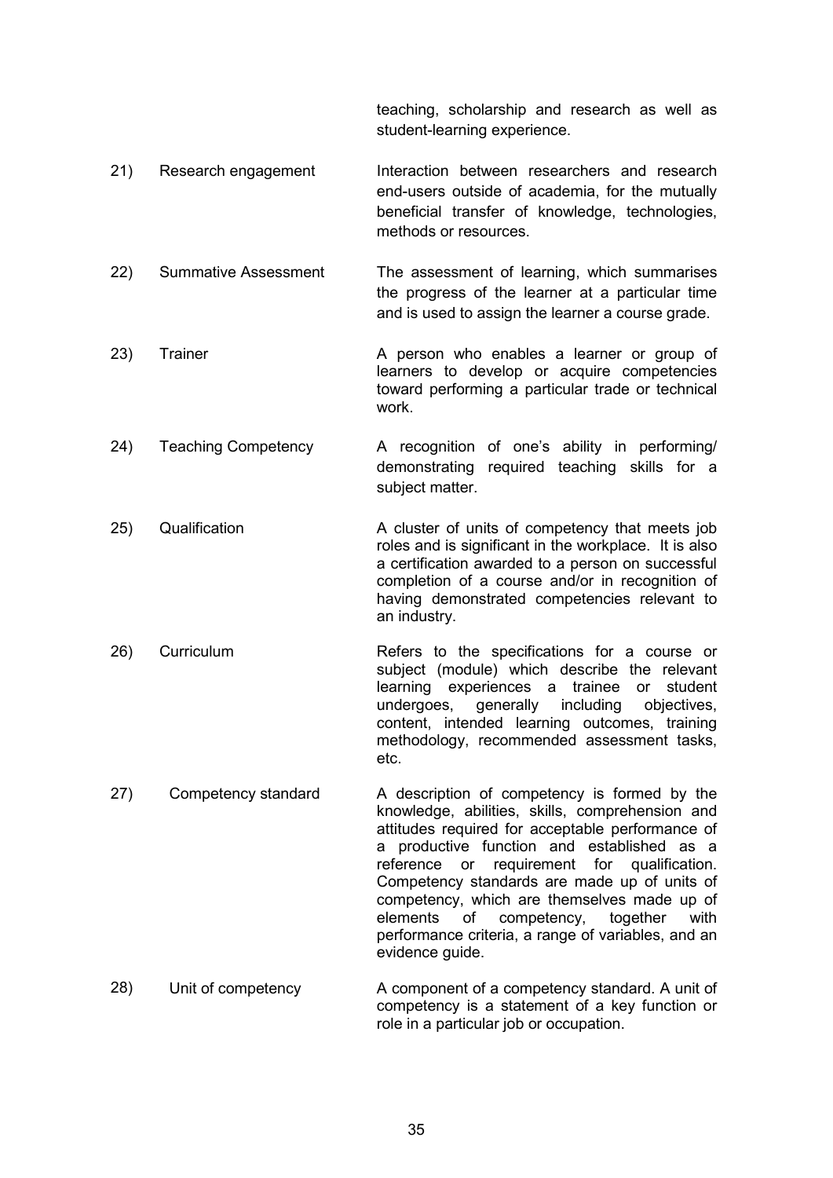| | | |
|---|---|---|
| | | teaching, scholarship and research as well as student-learning experience. |
| 21) | Research engagement | Interaction between researchers and research end-users outside of academia, for the mutually beneficial transfer of knowledge, technologies, methods or resources. |
| 22) | Summative Assessment | The assessment of learning, which summarises the progress of the learner at a particular time and is used to assign the learner a course grade. |
| 23) | Trainer | A person who enables a learner or group of learners to develop or acquire competencies toward performing a particular trade or technical work. |
| 24) | Teaching Competency | A recognition of one's ability in performing/ demonstrating required teaching skills for a subject matter. |
| 25) | Qualification | A cluster of units of competency that meets job roles and is significant in the workplace. It is also a certification awarded to a person on successful completion of a course and/or in recognition of having demonstrated competencies relevant to an industry. |
| 26) | Curriculum | Refers to the specifications for a course or subject (module) which describe the relevant learning experiences a trainee or student undergoes, generally including objectives, content, intended learning outcomes, training methodology, recommended assessment tasks, etc. |
| 27) | Competency standard | A description of competency is formed by the knowledge, abilities, skills, comprehension and attitudes required for acceptable performance of a productive function and established as a reference or requirement for qualification. Competency standards are made up of units of competency, which are themselves made up of elements of competency, together with performance criteria, a range of variables, and an evidence guide. |
| 28) | Unit of competency | A component of a competency standard. A unit of competency is a statement of a key function or role in a particular job or occupation. |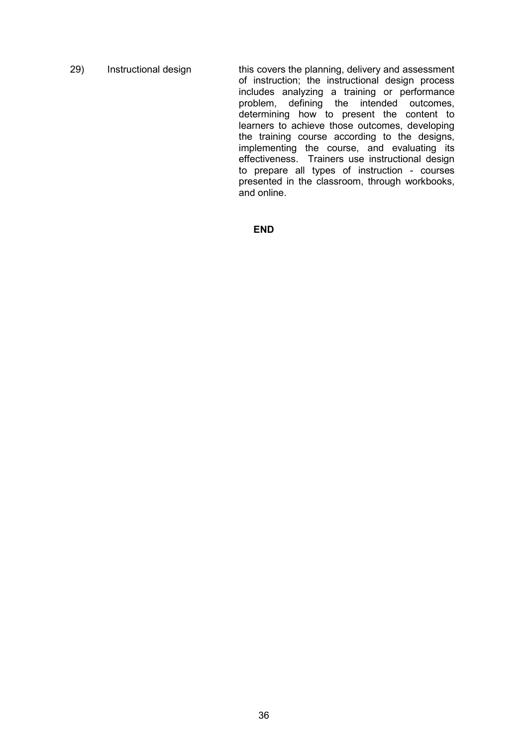| | | |
|---|---|---|
| 29) | Instructional design | this covers the planning, delivery and assessment of instruction; the instructional design process includes analyzing a training or performance problem, defining the intended outcomes, determining how to present the content to learners to achieve those outcomes, developing the training course according to the designs, implementing the course, and evaluating its effectiveness. Trainers use instructional design to prepare all types of instruction - courses presented in the classroom, through workbooks, and online. |

**END**